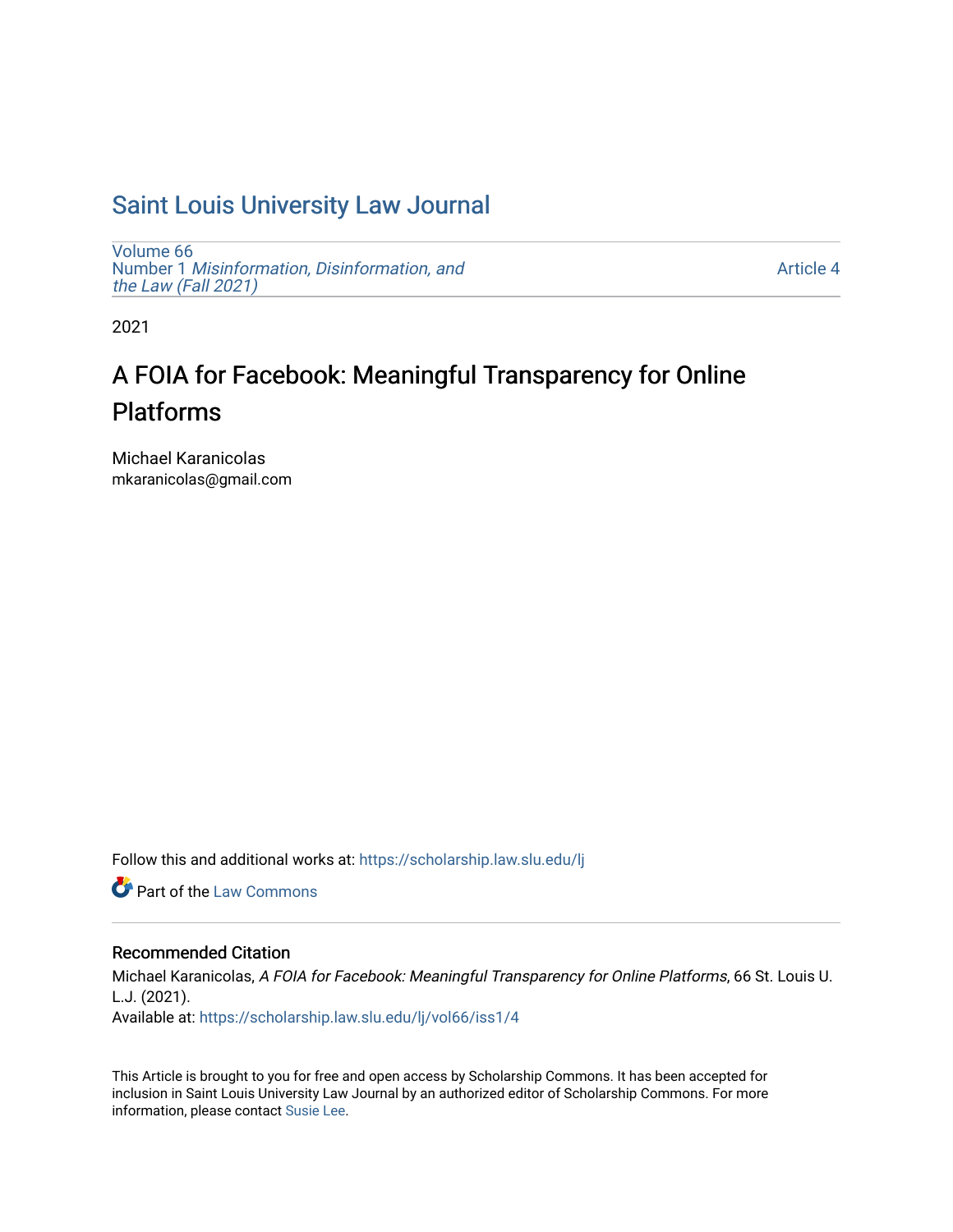# Saint Louis University Law Journal

Volume 66
Number 1 *Misinformation, Disinformation, and the Law (Fall 2021)*

Article 4

2021

## A FOIA for Facebook: Meaningful Transparency for Online Platforms

Michael Karanicolas
mkaranicolas@gmail.com

Follow this and additional works at: https://scholarship.law.slu.edu/lj

Part of the Law Commons

### Recommended Citation

Michael Karanicolas, *A FOIA for Facebook: Meaningful Transparency for Online Platforms*, 66 St. Louis U. L.J. (2021).
Available at: https://scholarship.law.slu.edu/lj/vol66/iss1/4

This Article is brought to you for free and open access by Scholarship Commons. It has been accepted for inclusion in Saint Louis University Law Journal by an authorized editor of Scholarship Commons. For more information, please contact Susie Lee.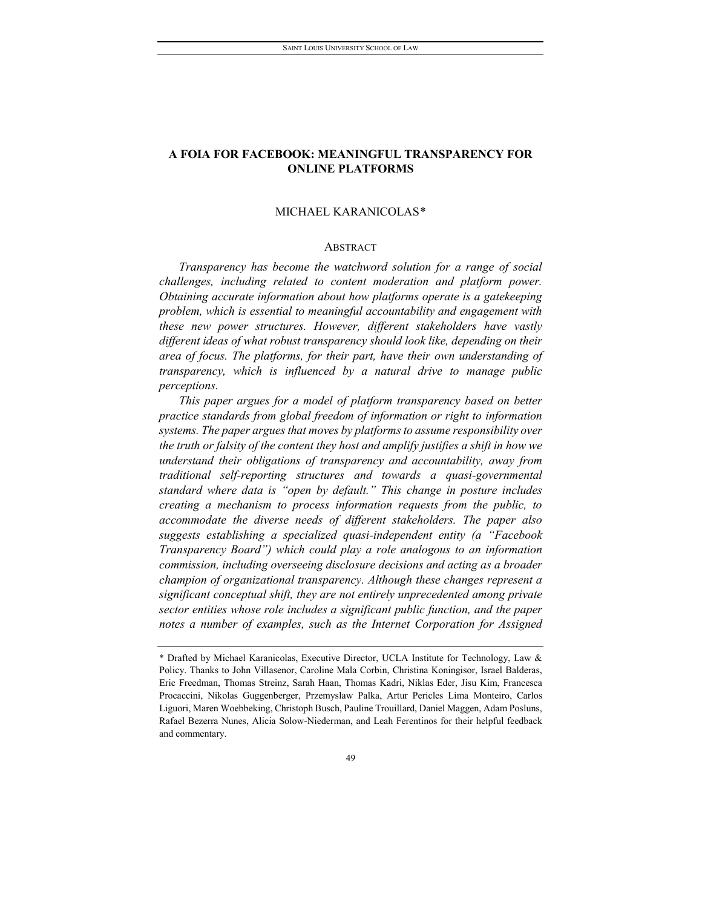# A FOIA FOR FACEBOOK: MEANINGFUL TRANSPARENCY FOR ONLINE PLATFORMS

MICHAEL KARANICOLAS*

## ABSTRACT

*Transparency has become the watchword solution for a range of social challenges, including related to content moderation and platform power. Obtaining accurate information about how platforms operate is a gatekeeping problem, which is essential to meaningful accountability and engagement with these new power structures. However, different stakeholders have vastly different ideas of what robust transparency should look like, depending on their area of focus. The platforms, for their part, have their own understanding of transparency, which is influenced by a natural drive to manage public perceptions.*

*This paper argues for a model of platform transparency based on better practice standards from global freedom of information or right to information systems. The paper argues that moves by platforms to assume responsibility over the truth or falsity of the content they host and amplify justifies a shift in how we understand their obligations of transparency and accountability, away from traditional self-reporting structures and towards a quasi-governmental standard where data is "open by default." This change in posture includes creating a mechanism to process information requests from the public, to accommodate the diverse needs of different stakeholders. The paper also suggests establishing a specialized quasi-independent entity (a "Facebook Transparency Board") which could play a role analogous to an information commission, including overseeing disclosure decisions and acting as a broader champion of organizational transparency. Although these changes represent a significant conceptual shift, they are not entirely unprecedented among private sector entities whose role includes a significant public function, and the paper notes a number of examples, such as the Internet Corporation for Assigned*

---

\* Drafted by Michael Karanicolas, Executive Director, UCLA Institute for Technology, Law & Policy. Thanks to John Villasenor, Caroline Mala Corbin, Christina Koningisor, Israel Balderas, Eric Freedman, Thomas Streinz, Sarah Haan, Thomas Kadri, Niklas Eder, Jisu Kim, Francesca Procaccini, Nikolas Guggenberger, Przemyslaw Palka, Artur Pericles Lima Monteiro, Carlos Liguori, Maren Woebbeking, Christoph Busch, Pauline Trouillard, Daniel Maggen, Adam Posluns, Rafael Bezerra Nunes, Alicia Solow-Niederman, and Leah Ferentinos for their helpful feedback and commentary.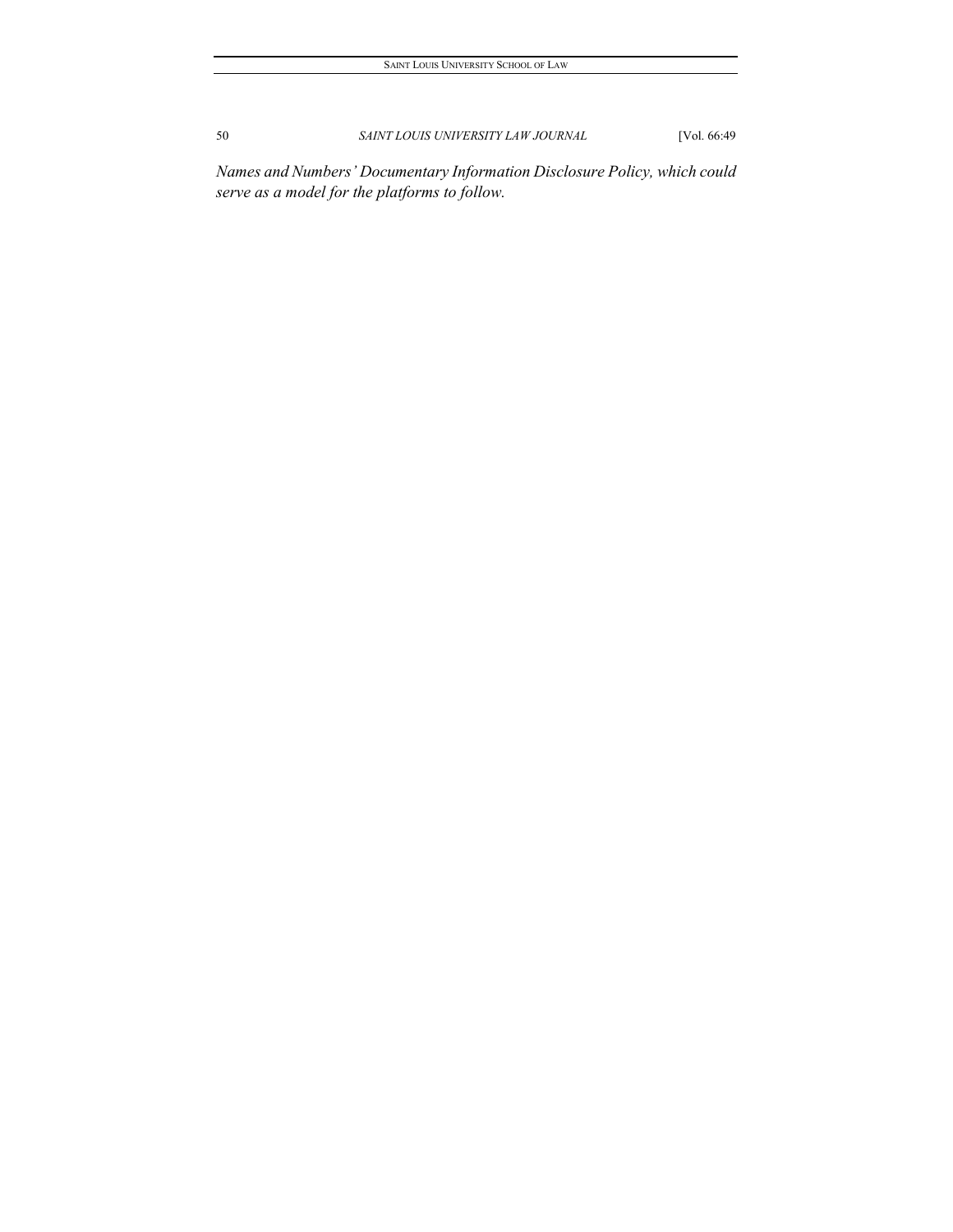*Names and Numbers' Documentary Information Disclosure Policy, which could serve as a model for the platforms to follow.*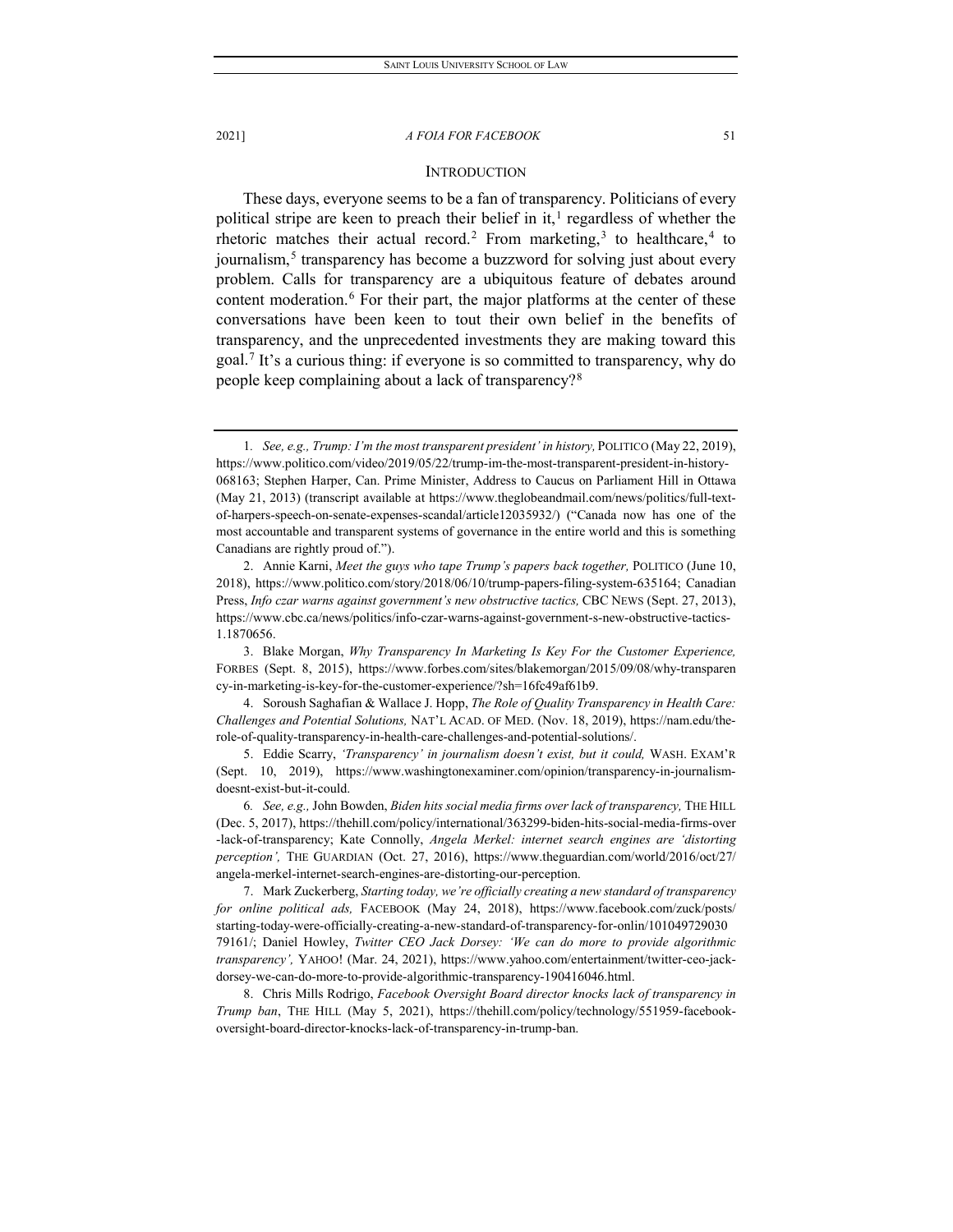## INTRODUCTION

These days, everyone seems to be a fan of transparency. Politicians of every political stripe are keen to preach their belief in it,[1] regardless of whether the rhetoric matches their actual record.[2] From marketing,[3] to healthcare,[4] to journalism,[5] transparency has become a buzzword for solving just about every problem. Calls for transparency are a ubiquitous feature of debates around content moderation.[6] For their part, the major platforms at the center of these conversations have been keen to tout their own belief in the benefits of transparency, and the unprecedented investments they are making toward this goal.[7] It's a curious thing: if everyone is so committed to transparency, why do people keep complaining about a lack of transparency?[8]

---

1. *See, e.g., Trump: I'm the most transparent president' in history,* POLITICO (May 22, 2019), https://www.politico.com/video/2019/05/22/trump-im-the-most-transparent-president-in-history-068163; Stephen Harper, Can. Prime Minister, Address to Caucus on Parliament Hill in Ottawa (May 21, 2013) (transcript available at https://www.theglobeandmail.com/news/politics/full-text-of-harpers-speech-on-senate-expenses-scandal/article12035932/) ("Canada now has one of the most accountable and transparent systems of governance in the entire world and this is something Canadians are rightly proud of.").

2. Annie Karni, *Meet the guys who tape Trump's papers back together,* POLITICO (June 10, 2018), https://www.politico.com/story/2018/06/10/trump-papers-filing-system-635164; Canadian Press, *Info czar warns against government's new obstructive tactics,* CBC NEWS (Sept. 27, 2013), https://www.cbc.ca/news/politics/info-czar-warns-against-government-s-new-obstructive-tactics-1.1870656.

3. Blake Morgan, *Why Transparency In Marketing Is Key For the Customer Experience,* FORBES (Sept. 8, 2015), https://www.forbes.com/sites/blakemorgan/2015/09/08/why-transparency-in-marketing-is-key-for-the-customer-experience/?sh=16fc49af61b9.

4. Soroush Saghafian & Wallace J. Hopp, *The Role of Quality Transparency in Health Care: Challenges and Potential Solutions,* NAT'L ACAD. OF MED. (Nov. 18, 2019), https://nam.edu/the-role-of-quality-transparency-in-health-care-challenges-and-potential-solutions/.

5. Eddie Scarry, *'Transparency' in journalism doesn't exist, but it could,* WASH. EXAM'R (Sept. 10, 2019), https://www.washingtonexaminer.com/opinion/transparency-in-journalism-doesnt-exist-but-it-could.

6. *See, e.g.,* John Bowden, *Biden hits social media firms over lack of transparency,* THE HILL (Dec. 5, 2017), https://thehill.com/policy/international/363299-biden-hits-social-media-firms-over-lack-of-transparency; Kate Connolly, *Angela Merkel: internet search engines are 'distorting perception',* THE GUARDIAN (Oct. 27, 2016), https://www.theguardian.com/world/2016/oct/27/angela-merkel-internet-search-engines-are-distorting-our-perception.

7. Mark Zuckerberg, *Starting today, we're officially creating a new standard of transparency for online political ads,* FACEBOOK (May 24, 2018), https://www.facebook.com/zuck/posts/starting-today-were-officially-creating-a-new-standard-of-transparency-for-onlin/10104972903079161/; Daniel Howley, *Twitter CEO Jack Dorsey: 'We can do more to provide algorithmic transparency',* YAHOO! (Mar. 24, 2021), https://www.yahoo.com/entertainment/twitter-ceo-jack-dorsey-we-can-do-more-to-provide-algorithmic-transparency-190416046.html.

8. Chris Mills Rodrigo, *Facebook Oversight Board director knocks lack of transparency in Trump ban*, THE HILL (May 5, 2021), https://thehill.com/policy/technology/551959-facebook-oversight-board-director-knocks-lack-of-transparency-in-trump-ban.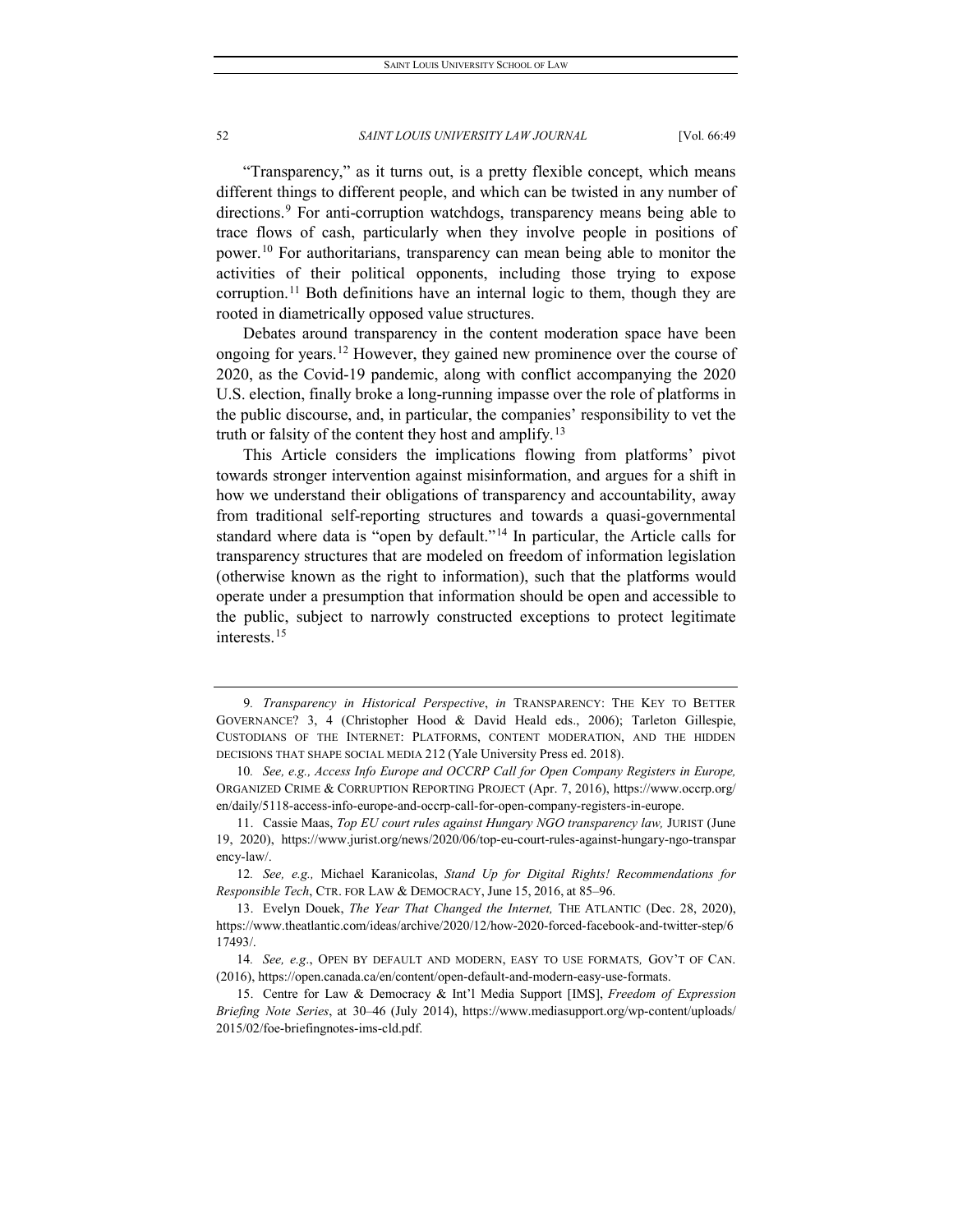"Transparency," as it turns out, is a pretty flexible concept, which means different things to different people, and which can be twisted in any number of directions.[9] For anti-corruption watchdogs, transparency means being able to trace flows of cash, particularly when they involve people in positions of power.[10] For authoritarians, transparency can mean being able to monitor the activities of their political opponents, including those trying to expose corruption.[11] Both definitions have an internal logic to them, though they are rooted in diametrically opposed value structures.

Debates around transparency in the content moderation space have been ongoing for years.[12] However, they gained new prominence over the course of 2020, as the Covid-19 pandemic, along with conflict accompanying the 2020 U.S. election, finally broke a long-running impasse over the role of platforms in the public discourse, and, in particular, the companies' responsibility to vet the truth or falsity of the content they host and amplify.[13]

This Article considers the implications flowing from platforms' pivot towards stronger intervention against misinformation, and argues for a shift in how we understand their obligations of transparency and accountability, away from traditional self-reporting structures and towards a quasi-governmental standard where data is "open by default."[14] In particular, the Article calls for transparency structures that are modeled on freedom of information legislation (otherwise known as the right to information), such that the platforms would operate under a presumption that information should be open and accessible to the public, subject to narrowly constructed exceptions to protect legitimate interests.[15]

---

9. *Transparency in Historical Perspective*, *in* TRANSPARENCY: THE KEY TO BETTER GOVERNANCE? 3, 4 (Christopher Hood & David Heald eds., 2006); Tarleton Gillespie, CUSTODIANS OF THE INTERNET: PLATFORMS, CONTENT MODERATION, AND THE HIDDEN DECISIONS THAT SHAPE SOCIAL MEDIA 212 (Yale University Press ed. 2018).

10. *See, e.g., Access Info Europe and OCCRP Call for Open Company Registers in Europe,* ORGANIZED CRIME & CORRUPTION REPORTING PROJECT (Apr. 7, 2016), https://www.occrp.org/en/daily/5118-access-info-europe-and-occrp-call-for-open-company-registers-in-europe.

11. Cassie Maas, *Top EU court rules against Hungary NGO transparency law,* JURIST (June 19, 2020), https://www.jurist.org/news/2020/06/top-eu-court-rules-against-hungary-ngo-transparency-law/.

12. *See, e.g.,* Michael Karanicolas, *Stand Up for Digital Rights! Recommendations for Responsible Tech*, CTR. FOR LAW & DEMOCRACY, June 15, 2016, at 85–96.

13. Evelyn Douek, *The Year That Changed the Internet,* THE ATLANTIC (Dec. 28, 2020), https://www.theatlantic.com/ideas/archive/2020/12/how-2020-forced-facebook-and-twitter-step/617493/.

14. *See, e.g*., OPEN BY DEFAULT AND MODERN, EASY TO USE FORMATS*,* GOV'T OF CAN. (2016), https://open.canada.ca/en/content/open-default-and-modern-easy-use-formats.

15. Centre for Law & Democracy & Int'l Media Support [IMS], *Freedom of Expression Briefing Note Series*, at 30–46 (July 2014), https://www.mediasupport.org/wp-content/uploads/2015/02/foe-briefingnotes-ims-cld.pdf.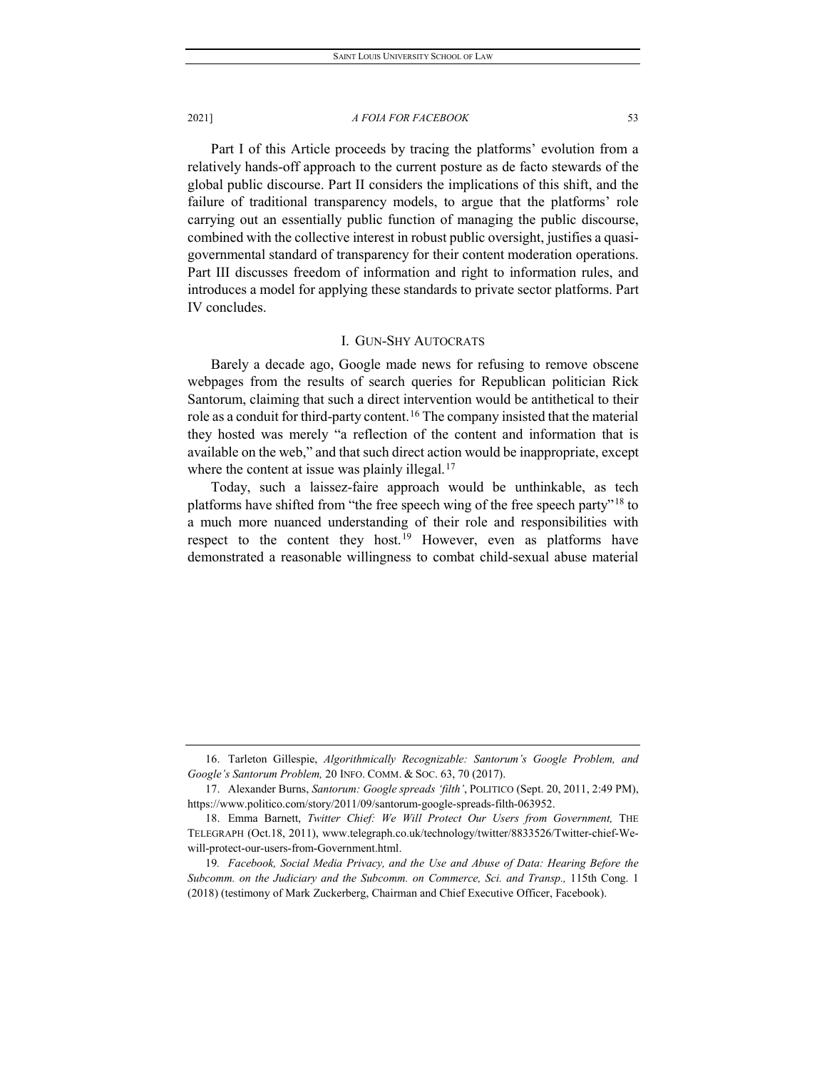Part I of this Article proceeds by tracing the platforms' evolution from a relatively hands-off approach to the current posture as de facto stewards of the global public discourse. Part II considers the implications of this shift, and the failure of traditional transparency models, to argue that the platforms' role carrying out an essentially public function of managing the public discourse, combined with the collective interest in robust public oversight, justifies a quasi-governmental standard of transparency for their content moderation operations. Part III discusses freedom of information and right to information rules, and introduces a model for applying these standards to private sector platforms. Part IV concludes.

## I. GUN-SHY AUTOCRATS

Barely a decade ago, Google made news for refusing to remove obscene webpages from the results of search queries for Republican politician Rick Santorum, claiming that such a direct intervention would be antithetical to their role as a conduit for third-party content.[16] The company insisted that the material they hosted was merely "a reflection of the content and information that is available on the web," and that such direct action would be inappropriate, except where the content at issue was plainly illegal.[17]

Today, such a laissez-faire approach would be unthinkable, as tech platforms have shifted from "the free speech wing of the free speech party"[18] to a much more nuanced understanding of their role and responsibilities with respect to the content they host.[19] However, even as platforms have demonstrated a reasonable willingness to combat child-sexual abuse material

---

16. Tarleton Gillespie, *Algorithmically Recognizable: Santorum's Google Problem, and Google's Santorum Problem,* 20 INFO. COMM. & SOC. 63, 70 (2017).

17. Alexander Burns, *Santorum: Google spreads 'filth'*, POLITICO (Sept. 20, 2011, 2:49 PM), https://www.politico.com/story/2011/09/santorum-google-spreads-filth-063952.

18. Emma Barnett, *Twitter Chief: We Will Protect Our Users from Government,* THE TELEGRAPH (Oct.18, 2011), www.telegraph.co.uk/technology/twitter/8833526/Twitter-chief-We-will-protect-our-users-from-Government.html.

19. *Facebook, Social Media Privacy, and the Use and Abuse of Data: Hearing Before the Subcomm. on the Judiciary and the Subcomm. on Commerce, Sci. and Transp.,* 115th Cong. 1 (2018) (testimony of Mark Zuckerberg, Chairman and Chief Executive Officer, Facebook).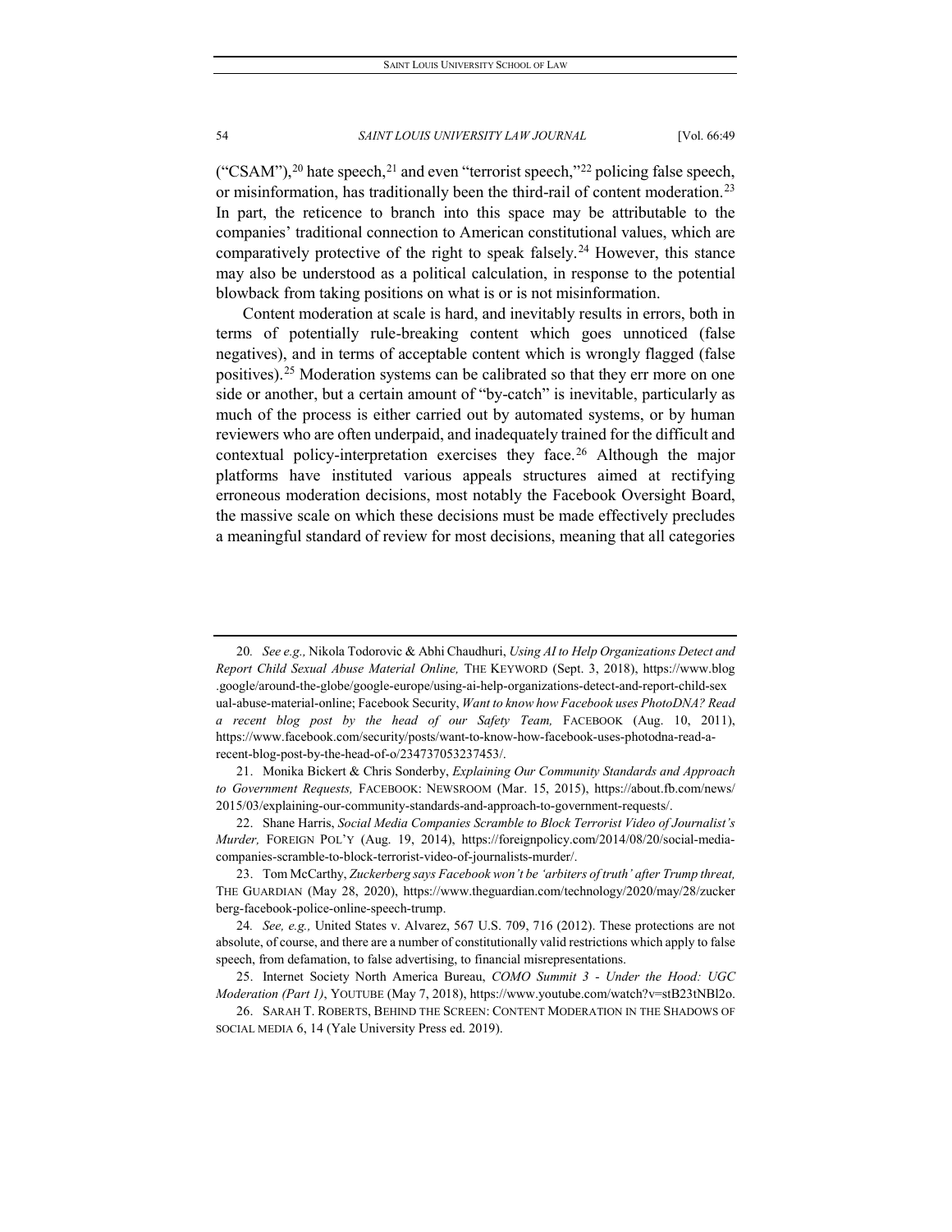("CSAM"),[20] hate speech,[21] and even "terrorist speech,"[22] policing false speech, or misinformation, has traditionally been the third-rail of content moderation.[23] In part, the reticence to branch into this space may be attributable to the companies' traditional connection to American constitutional values, which are comparatively protective of the right to speak falsely.[24] However, this stance may also be understood as a political calculation, in response to the potential blowback from taking positions on what is or is not misinformation.

Content moderation at scale is hard, and inevitably results in errors, both in terms of potentially rule-breaking content which goes unnoticed (false negatives), and in terms of acceptable content which is wrongly flagged (false positives).[25] Moderation systems can be calibrated so that they err more on one side or another, but a certain amount of "by-catch" is inevitable, particularly as much of the process is either carried out by automated systems, or by human reviewers who are often underpaid, and inadequately trained for the difficult and contextual policy-interpretation exercises they face.[26] Although the major platforms have instituted various appeals structures aimed at rectifying erroneous moderation decisions, most notably the Facebook Oversight Board, the massive scale on which these decisions must be made effectively precludes a meaningful standard of review for most decisions, meaning that all categories

---

20. *See e.g.,* Nikola Todorovic & Abhi Chaudhuri, *Using AI to Help Organizations Detect and Report Child Sexual Abuse Material Online,* THE KEYWORD (Sept. 3, 2018), https://www.blog.google/around-the-globe/google-europe/using-ai-help-organizations-detect-and-report-child-sexual-abuse-material-online; Facebook Security, *Want to know how Facebook uses PhotoDNA? Read a recent blog post by the head of our Safety Team,* FACEBOOK (Aug. 10, 2011), https://www.facebook.com/security/posts/want-to-know-how-facebook-uses-photodna-read-a-recent-blog-post-by-the-head-of-o/234737053237453/.

21. Monika Bickert & Chris Sonderby, *Explaining Our Community Standards and Approach to Government Requests,* FACEBOOK: NEWSROOM (Mar. 15, 2015), https://about.fb.com/news/2015/03/explaining-our-community-standards-and-approach-to-government-requests/.

22. Shane Harris, *Social Media Companies Scramble to Block Terrorist Video of Journalist's Murder,* FOREIGN POL'Y (Aug. 19, 2014), https://foreignpolicy.com/2014/08/20/social-media-companies-scramble-to-block-terrorist-video-of-journalists-murder/.

23. Tom McCarthy, *Zuckerberg says Facebook won't be 'arbiters of truth' after Trump threat,* THE GUARDIAN (May 28, 2020), https://www.theguardian.com/technology/2020/may/28/zuckerberg-facebook-police-online-speech-trump.

24. *See, e.g.,* United States v. Alvarez, 567 U.S. 709, 716 (2012). These protections are not absolute, of course, and there are a number of constitutionally valid restrictions which apply to false speech, from defamation, to false advertising, to financial misrepresentations.

25. Internet Society North America Bureau, *COMO Summit 3 - Under the Hood: UGC Moderation (Part 1)*, YOUTUBE (May 7, 2018), https://www.youtube.com/watch?v=stB23tNBl2o.

26. SARAH T. ROBERTS, BEHIND THE SCREEN: CONTENT MODERATION IN THE SHADOWS OF SOCIAL MEDIA 6, 14 (Yale University Press ed. 2019).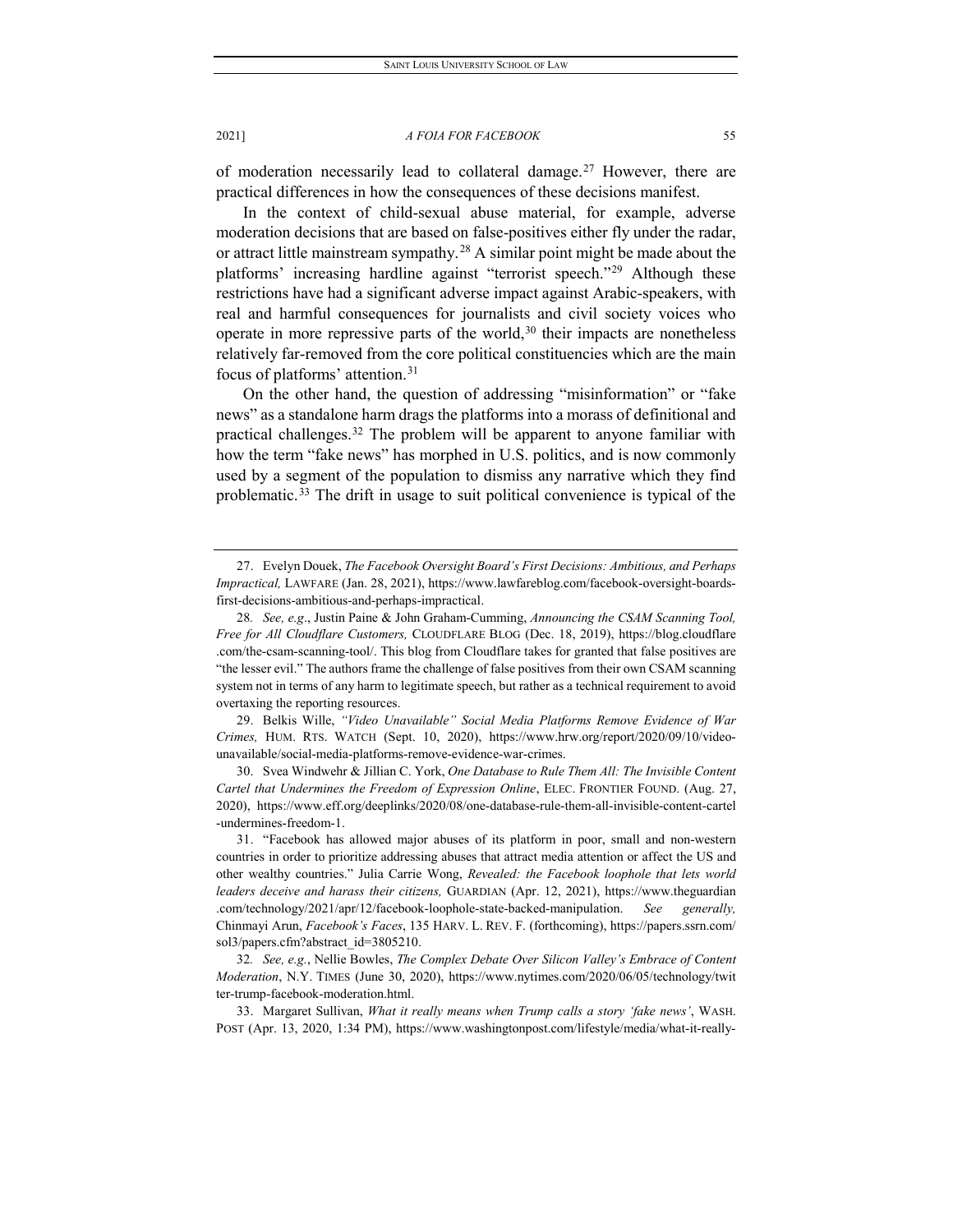of moderation necessarily lead to collateral damage.[27] However, there are practical differences in how the consequences of these decisions manifest.

In the context of child-sexual abuse material, for example, adverse moderation decisions that are based on false-positives either fly under the radar, or attract little mainstream sympathy.[28] A similar point might be made about the platforms' increasing hardline against "terrorist speech."[29] Although these restrictions have had a significant adverse impact against Arabic-speakers, with real and harmful consequences for journalists and civil society voices who operate in more repressive parts of the world,[30] their impacts are nonetheless relatively far-removed from the core political constituencies which are the main focus of platforms' attention.[31]

On the other hand, the question of addressing "misinformation" or "fake news" as a standalone harm drags the platforms into a morass of definitional and practical challenges.[32] The problem will be apparent to anyone familiar with how the term "fake news" has morphed in U.S. politics, and is now commonly used by a segment of the population to dismiss any narrative which they find problematic.[33] The drift in usage to suit political convenience is typical of the

---

27. Evelyn Douek, *The Facebook Oversight Board's First Decisions: Ambitious, and Perhaps Impractical,* LAWFARE (Jan. 28, 2021), https://www.lawfareblog.com/facebook-oversight-boards-first-decisions-ambitious-and-perhaps-impractical.

28. *See, e.g*., Justin Paine & John Graham-Cumming, *Announcing the CSAM Scanning Tool, Free for All Cloudflare Customers,* CLOUDFLARE BLOG (Dec. 18, 2019), https://blog.cloudflare.com/the-csam-scanning-tool/. This blog from Cloudflare takes for granted that false positives are "the lesser evil." The authors frame the challenge of false positives from their own CSAM scanning system not in terms of any harm to legitimate speech, but rather as a technical requirement to avoid overtaxing the reporting resources.

29. Belkis Wille, *"Video Unavailable" Social Media Platforms Remove Evidence of War Crimes,* HUM. RTS. WATCH (Sept. 10, 2020), https://www.hrw.org/report/2020/09/10/video-unavailable/social-media-platforms-remove-evidence-war-crimes.

30. Svea Windwehr & Jillian C. York, *One Database to Rule Them All: The Invisible Content Cartel that Undermines the Freedom of Expression Online*, ELEC. FRONTIER FOUND. (Aug. 27, 2020), https://www.eff.org/deeplinks/2020/08/one-database-rule-them-all-invisible-content-cartel-undermines-freedom-1.

31. "Facebook has allowed major abuses of its platform in poor, small and non-western countries in order to prioritize addressing abuses that attract media attention or affect the US and other wealthy countries." Julia Carrie Wong, *Revealed: the Facebook loophole that lets world leaders deceive and harass their citizens,* GUARDIAN (Apr. 12, 2021), https://www.theguardian.com/technology/2021/apr/12/facebook-loophole-state-backed-manipulation. *See generally,* Chinmayi Arun, *Facebook's Faces*, 135 HARV. L. REV. F. (forthcoming), https://papers.ssrn.com/sol3/papers.cfm?abstract_id=3805210.

32. *See, e.g.*, Nellie Bowles, *The Complex Debate Over Silicon Valley's Embrace of Content Moderation*, N.Y. TIMES (June 30, 2020), https://www.nytimes.com/2020/06/05/technology/twitter-trump-facebook-moderation.html.

33. Margaret Sullivan, *What it really means when Trump calls a story 'fake news'*, WASH. POST (Apr. 13, 2020, 1:34 PM), https://www.washingtonpost.com/lifestyle/media/what-it-really-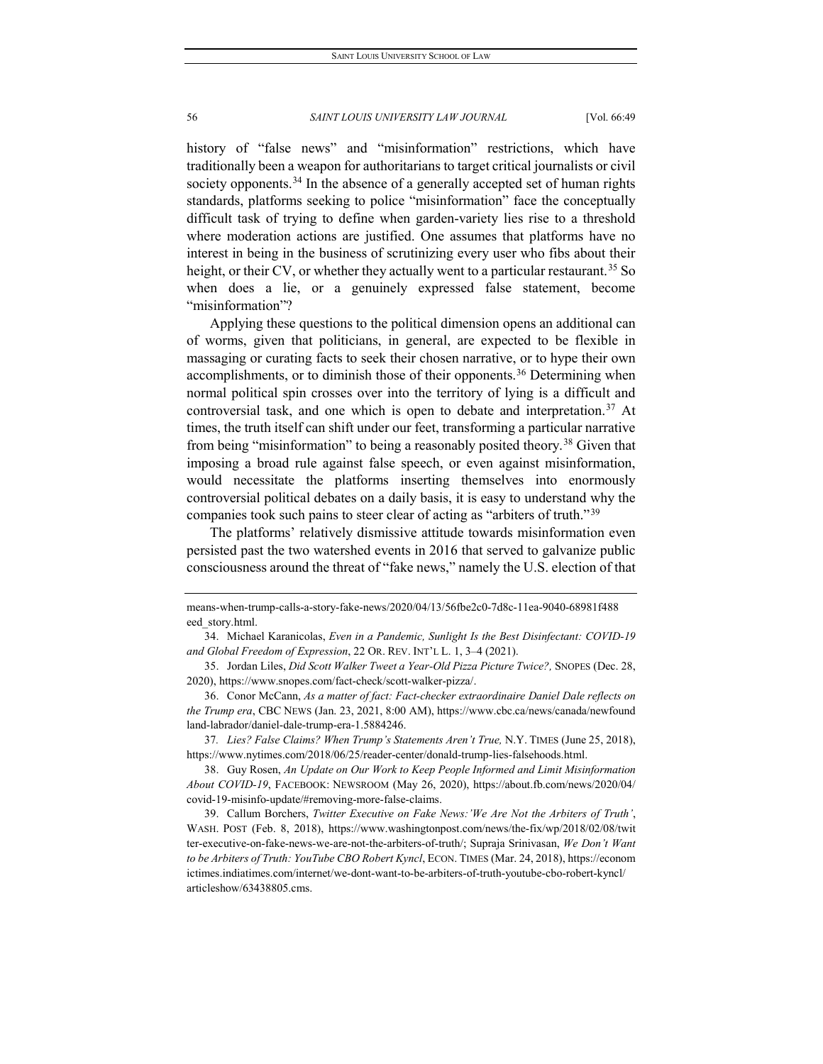history of "false news" and "misinformation" restrictions, which have traditionally been a weapon for authoritarians to target critical journalists or civil society opponents.[34] In the absence of a generally accepted set of human rights standards, platforms seeking to police "misinformation" face the conceptually difficult task of trying to define when garden-variety lies rise to a threshold where moderation actions are justified. One assumes that platforms have no interest in being in the business of scrutinizing every user who fibs about their height, or their CV, or whether they actually went to a particular restaurant.[35] So when does a lie, or a genuinely expressed false statement, become "misinformation"?

Applying these questions to the political dimension opens an additional can of worms, given that politicians, in general, are expected to be flexible in massaging or curating facts to seek their chosen narrative, or to hype their own accomplishments, or to diminish those of their opponents.[36] Determining when normal political spin crosses over into the territory of lying is a difficult and controversial task, and one which is open to debate and interpretation.[37] At times, the truth itself can shift under our feet, transforming a particular narrative from being "misinformation" to being a reasonably posited theory.[38] Given that imposing a broad rule against false speech, or even against misinformation, would necessitate the platforms inserting themselves into enormously controversial political debates on a daily basis, it is easy to understand why the companies took such pains to steer clear of acting as "arbiters of truth."[39]

The platforms' relatively dismissive attitude towards misinformation even persisted past the two watershed events in 2016 that served to galvanize public consciousness around the threat of "fake news," namely the U.S. election of that

---

means-when-trump-calls-a-story-fake-news/2020/04/13/56fbe2c0-7d8c-11ea-9040-68981f488eed_story.html.

34. Michael Karanicolas, *Even in a Pandemic, Sunlight Is the Best Disinfectant: COVID-19 and Global Freedom of Expression*, 22 OR. REV. INT'L L. 1, 3–4 (2021).

35. Jordan Liles, *Did Scott Walker Tweet a Year-Old Pizza Picture Twice?,* SNOPES (Dec. 28, 2020), https://www.snopes.com/fact-check/scott-walker-pizza/.

36. Conor McCann, *As a matter of fact: Fact-checker extraordinaire Daniel Dale reflects on the Trump era*, CBC NEWS (Jan. 23, 2021, 8:00 AM), https://www.cbc.ca/news/canada/newfoundland-labrador/daniel-dale-trump-era-1.5884246.

37. *Lies? False Claims? When Trump's Statements Aren't True,* N.Y. TIMES (June 25, 2018), https://www.nytimes.com/2018/06/25/reader-center/donald-trump-lies-falsehoods.html.

38. Guy Rosen, *An Update on Our Work to Keep People Informed and Limit Misinformation About COVID-19*, FACEBOOK: NEWSROOM (May 26, 2020), https://about.fb.com/news/2020/04/covid-19-misinfo-update/#removing-more-false-claims.

39. Callum Borchers, *Twitter Executive on Fake News:'We Are Not the Arbiters of Truth'*, WASH. POST (Feb. 8, 2018), https://www.washingtonpost.com/news/the-fix/wp/2018/02/08/twitter-executive-on-fake-news-we-are-not-the-arbiters-of-truth/; Supraja Srinivasan, *We Don't Want to be Arbiters of Truth: YouTube CBO Robert Kyncl*, ECON. TIMES (Mar. 24, 2018), https://economictimes.indiatimes.com/internet/we-dont-want-to-be-arbiters-of-truth-youtube-cbo-robert-kyncl/articleshow/63438805.cms.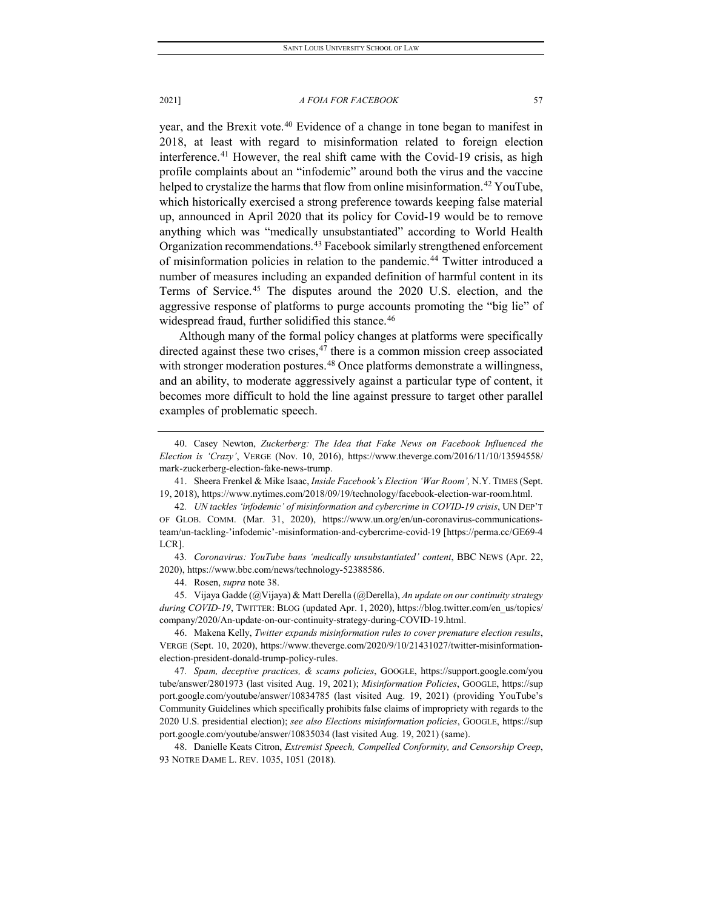year, and the Brexit vote.[40] Evidence of a change in tone began to manifest in 2018, at least with regard to misinformation related to foreign election interference.[41] However, the real shift came with the Covid-19 crisis, as high profile complaints about an "infodemic" around both the virus and the vaccine helped to crystalize the harms that flow from online misinformation.[42] YouTube, which historically exercised a strong preference towards keeping false material up, announced in April 2020 that its policy for Covid-19 would be to remove anything which was "medically unsubstantiated" according to World Health Organization recommendations.[43] Facebook similarly strengthened enforcement of misinformation policies in relation to the pandemic.[44] Twitter introduced a number of measures including an expanded definition of harmful content in its Terms of Service.[45] The disputes around the 2020 U.S. election, and the aggressive response of platforms to purge accounts promoting the "big lie" of widespread fraud, further solidified this stance.[46]

Although many of the formal policy changes at platforms were specifically directed against these two crises,[47] there is a common mission creep associated with stronger moderation postures.[48] Once platforms demonstrate a willingness, and an ability, to moderate aggressively against a particular type of content, it becomes more difficult to hold the line against pressure to target other parallel examples of problematic speech.

---

40. Casey Newton, *Zuckerberg: The Idea that Fake News on Facebook Influenced the Election is 'Crazy'*, VERGE (Nov. 10, 2016), https://www.theverge.com/2016/11/10/13594558/mark-zuckerberg-election-fake-news-trump.

41. Sheera Frenkel & Mike Isaac, *Inside Facebook's Election 'War Room',* N.Y. TIMES (Sept. 19, 2018), https://www.nytimes.com/2018/09/19/technology/facebook-election-war-room.html.

42. *UN tackles 'infodemic' of misinformation and cybercrime in COVID-19 crisis*, UN DEP'T OF GLOB. COMM. (Mar. 31, 2020), https://www.un.org/en/un-coronavirus-communications-team/un-tackling-'infodemic'-misinformation-and-cybercrime-covid-19 [https://perma.cc/GE69-4LCR].

43. *Coronavirus: YouTube bans 'medically unsubstantiated' content*, BBC NEWS (Apr. 22, 2020), https://www.bbc.com/news/technology-52388586.

44. Rosen, *supra* note 38.

45. Vijaya Gadde (@Vijaya) & Matt Derella (@Derella), *An update on our continuity strategy during COVID-19*, TWITTER: BLOG (updated Apr. 1, 2020), https://blog.twitter.com/en_us/topics/company/2020/An-update-on-our-continuity-strategy-during-COVID-19.html.

46. Makena Kelly, *Twitter expands misinformation rules to cover premature election results*, VERGE (Sept. 10, 2020), https://www.theverge.com/2020/9/10/21431027/twitter-misinformation-election-president-donald-trump-policy-rules.

47. *Spam, deceptive practices, & scams policies*, GOOGLE, https://support.google.com/youtube/answer/2801973 (last visited Aug. 19, 2021); *Misinformation Policies*, GOOGLE, https://support.google.com/youtube/answer/10834785 (last visited Aug. 19, 2021) (providing YouTube's Community Guidelines which specifically prohibits false claims of impropriety with regards to the 2020 U.S. presidential election); *see also Elections misinformation policies*, GOOGLE, https://support.google.com/youtube/answer/10835034 (last visited Aug. 19, 2021) (same).

48. Danielle Keats Citron, *Extremist Speech, Compelled Conformity, and Censorship Creep*, 93 NOTRE DAME L. REV. 1035, 1051 (2018).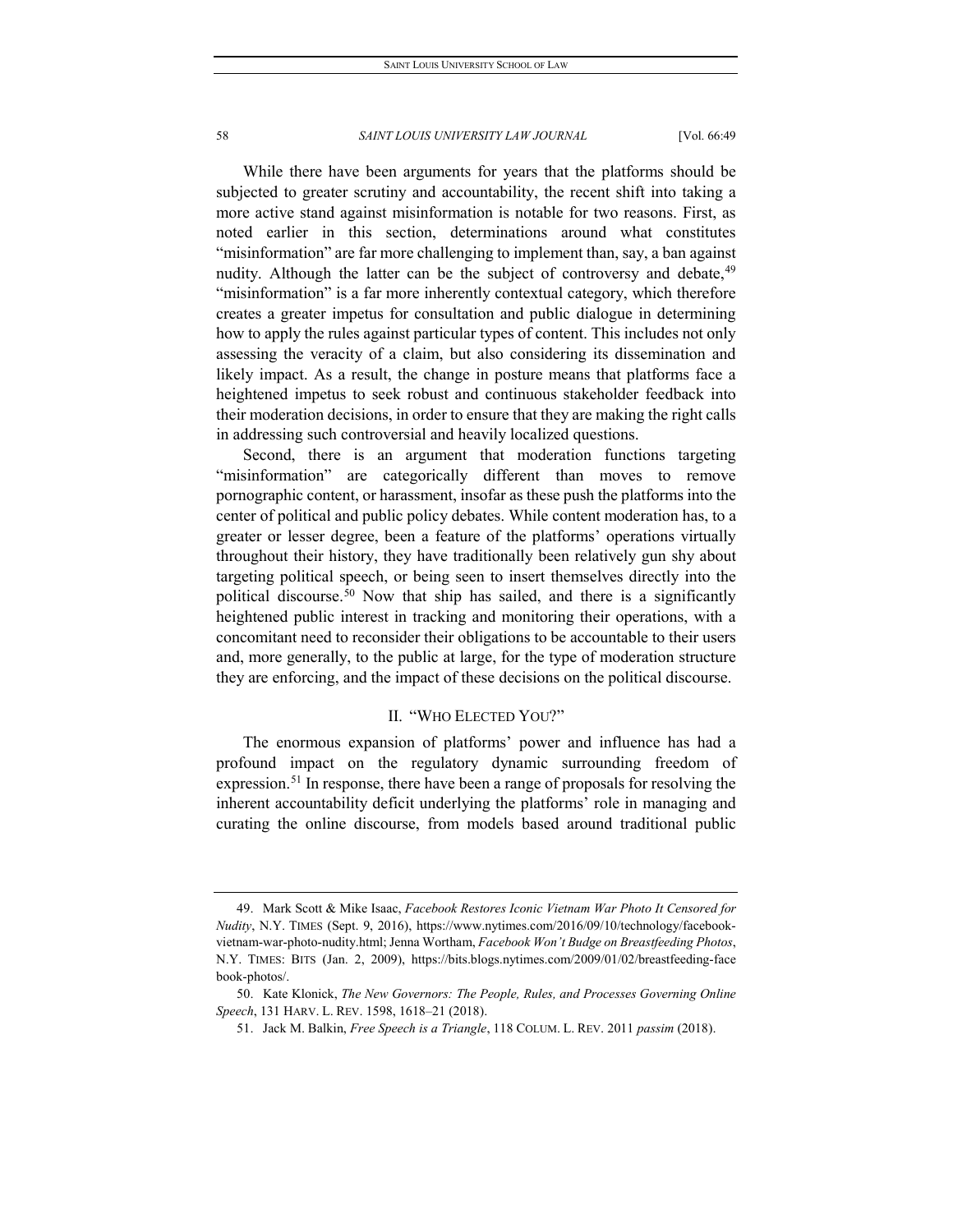While there have been arguments for years that the platforms should be subjected to greater scrutiny and accountability, the recent shift into taking a more active stand against misinformation is notable for two reasons. First, as noted earlier in this section, determinations around what constitutes "misinformation" are far more challenging to implement than, say, a ban against nudity. Although the latter can be the subject of controversy and debate,[49] "misinformation" is a far more inherently contextual category, which therefore creates a greater impetus for consultation and public dialogue in determining how to apply the rules against particular types of content. This includes not only assessing the veracity of a claim, but also considering its dissemination and likely impact. As a result, the change in posture means that platforms face a heightened impetus to seek robust and continuous stakeholder feedback into their moderation decisions, in order to ensure that they are making the right calls in addressing such controversial and heavily localized questions.

Second, there is an argument that moderation functions targeting "misinformation" are categorically different than moves to remove pornographic content, or harassment, insofar as these push the platforms into the center of political and public policy debates. While content moderation has, to a greater or lesser degree, been a feature of the platforms' operations virtually throughout their history, they have traditionally been relatively gun shy about targeting political speech, or being seen to insert themselves directly into the political discourse.[50] Now that ship has sailed, and there is a significantly heightened public interest in tracking and monitoring their operations, with a concomitant need to reconsider their obligations to be accountable to their users and, more generally, to the public at large, for the type of moderation structure they are enforcing, and the impact of these decisions on the political discourse.

## II. "WHO ELECTED YOU?"

The enormous expansion of platforms' power and influence has had a profound impact on the regulatory dynamic surrounding freedom of expression.[51] In response, there have been a range of proposals for resolving the inherent accountability deficit underlying the platforms' role in managing and curating the online discourse, from models based around traditional public

---

49. Mark Scott & Mike Isaac, *Facebook Restores Iconic Vietnam War Photo It Censored for Nudity*, N.Y. TIMES (Sept. 9, 2016), https://www.nytimes.com/2016/09/10/technology/facebook-vietnam-war-photo-nudity.html; Jenna Wortham, *Facebook Won't Budge on Breastfeeding Photos*, N.Y. TIMES: BITS (Jan. 2, 2009), https://bits.blogs.nytimes.com/2009/01/02/breastfeeding-facebook-photos/.

50. Kate Klonick, *The New Governors: The People, Rules, and Processes Governing Online Speech*, 131 HARV. L. REV. 1598, 1618–21 (2018).

51. Jack M. Balkin, *Free Speech is a Triangle*, 118 COLUM. L. REV. 2011 *passim* (2018).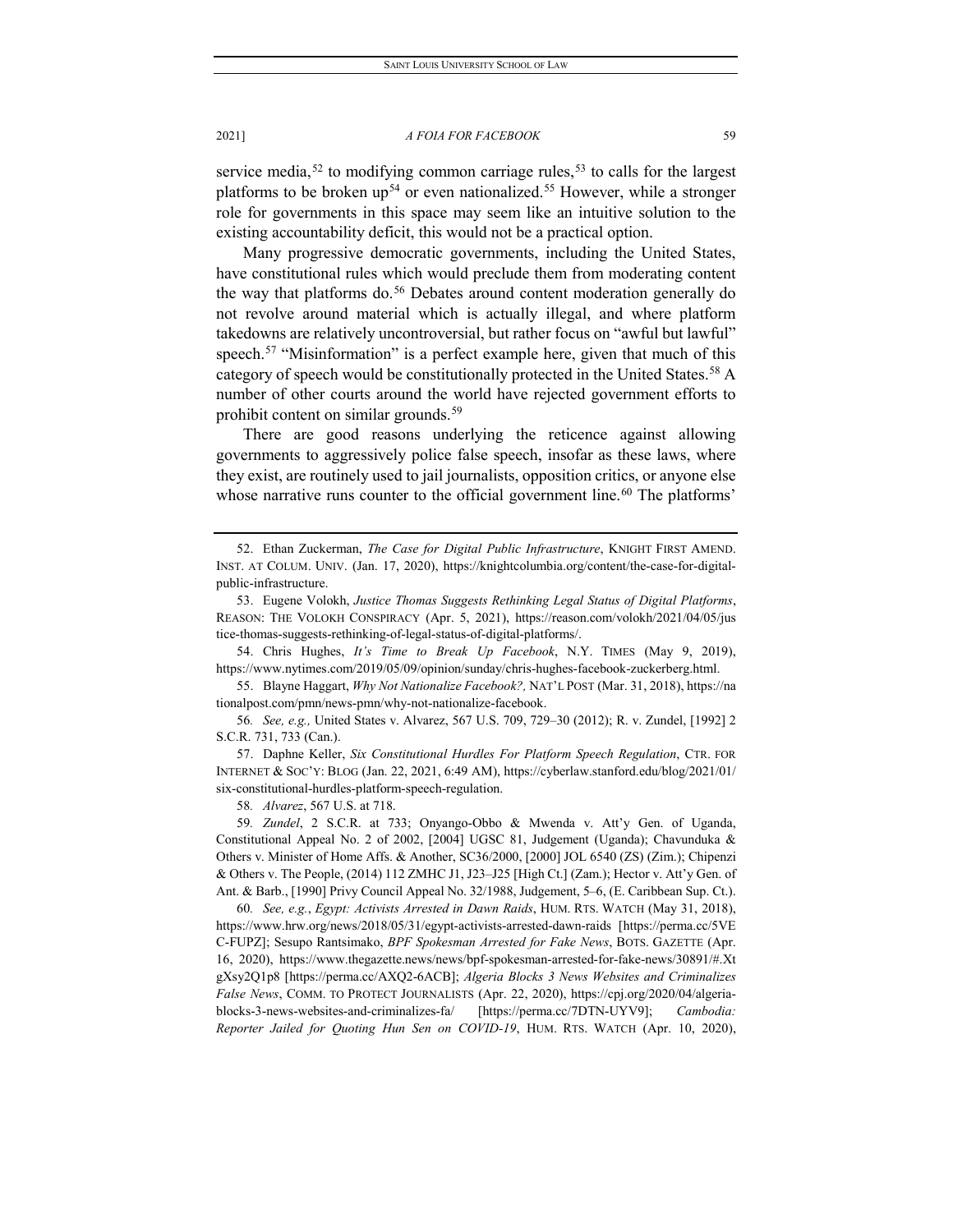service media,[52] to modifying common carriage rules,[53] to calls for the largest platforms to be broken up[54] or even nationalized.[55] However, while a stronger role for governments in this space may seem like an intuitive solution to the existing accountability deficit, this would not be a practical option.

Many progressive democratic governments, including the United States, have constitutional rules which would preclude them from moderating content the way that platforms do.[56] Debates around content moderation generally do not revolve around material which is actually illegal, and where platform takedowns are relatively uncontroversial, but rather focus on "awful but lawful" speech.[57] "Misinformation" is a perfect example here, given that much of this category of speech would be constitutionally protected in the United States.[58] A number of other courts around the world have rejected government efforts to prohibit content on similar grounds.[59]

There are good reasons underlying the reticence against allowing governments to aggressively police false speech, insofar as these laws, where they exist, are routinely used to jail journalists, opposition critics, or anyone else whose narrative runs counter to the official government line.[60] The platforms'

---

52. Ethan Zuckerman, *The Case for Digital Public Infrastructure*, KNIGHT FIRST AMEND. INST. AT COLUM. UNIV. (Jan. 17, 2020), https://knightcolumbia.org/content/the-case-for-digital-public-infrastructure.

53. Eugene Volokh, *Justice Thomas Suggests Rethinking Legal Status of Digital Platforms*, REASON: THE VOLOKH CONSPIRACY (Apr. 5, 2021), https://reason.com/volokh/2021/04/05/justice-thomas-suggests-rethinking-of-legal-status-of-digital-platforms/.

54. Chris Hughes, *It's Time to Break Up Facebook*, N.Y. TIMES (May 9, 2019), https://www.nytimes.com/2019/05/09/opinion/sunday/chris-hughes-facebook-zuckerberg.html.

55. Blayne Haggart, *Why Not Nationalize Facebook?,* NAT'L POST (Mar. 31, 2018), https://nationalpost.com/pmn/news-pmn/why-not-nationalize-facebook.

56. *See, e.g.,* United States v. Alvarez, 567 U.S. 709, 729–30 (2012); R. v. Zundel, [1992] 2 S.C.R. 731, 733 (Can.).

57. Daphne Keller, *Six Constitutional Hurdles For Platform Speech Regulation*, CTR. FOR INTERNET & SOC'Y: BLOG (Jan. 22, 2021, 6:49 AM), https://cyberlaw.stanford.edu/blog/2021/01/six-constitutional-hurdles-platform-speech-regulation.

58. *Alvarez*, 567 U.S. at 718.

59. *Zundel*, 2 S.C.R. at 733; Onyango-Obbo & Mwenda v. Att'y Gen. of Uganda, Constitutional Appeal No. 2 of 2002, [2004] UGSC 81, Judgement (Uganda); Chavunduka & Others v. Minister of Home Affs. & Another, SC36/2000, [2000] JOL 6540 (ZS) (Zim.); Chipenzi & Others v. The People, (2014) 112 ZMHC J1, J23–J25 [High Ct.] (Zam.); Hector v. Att'y Gen. of Ant. & Barb., [1990] Privy Council Appeal No. 32/1988, Judgement, 5–6, (E. Caribbean Sup. Ct.).

60. *See, e.g.*, *Egypt: Activists Arrested in Dawn Raids*, HUM. RTS. WATCH (May 31, 2018), https://www.hrw.org/news/2018/05/31/egypt-activists-arrested-dawn-raids [https://perma.cc/5VEC-FUPZ]; Sesupo Rantsimako, *BPF Spokesman Arrested for Fake News*, BOTS. GAZETTE (Apr. 16, 2020), https://www.thegazette.news/news/bpf-spokesman-arrested-for-fake-news/30891/#.XtgXsy2Q1p8 [https://perma.cc/AXQ2-6ACB]; *Algeria Blocks 3 News Websites and Criminalizes False News*, COMM. TO PROTECT JOURNALISTS (Apr. 22, 2020), https://cpj.org/2020/04/algeria-blocks-3-news-websites-and-criminalizes-fa/ [https://perma.cc/7DTN-UYV9]; *Cambodia: Reporter Jailed for Quoting Hun Sen on COVID-19*, HUM. RTS. WATCH (Apr. 10, 2020),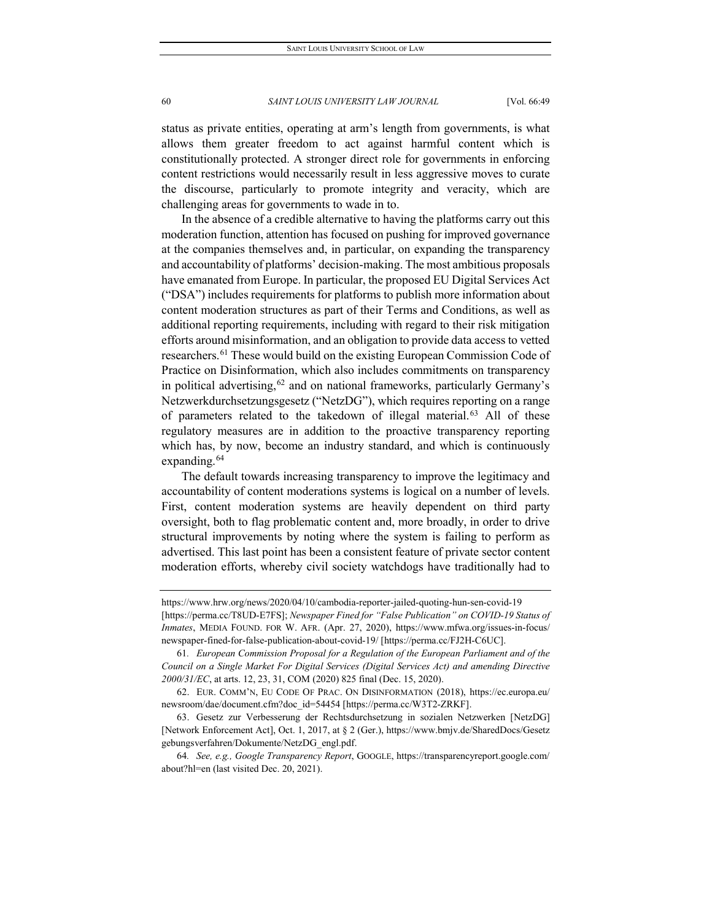status as private entities, operating at arm's length from governments, is what allows them greater freedom to act against harmful content which is constitutionally protected. A stronger direct role for governments in enforcing content restrictions would necessarily result in less aggressive moves to curate the discourse, particularly to promote integrity and veracity, which are challenging areas for governments to wade in to.

In the absence of a credible alternative to having the platforms carry out this moderation function, attention has focused on pushing for improved governance at the companies themselves and, in particular, on expanding the transparency and accountability of platforms' decision-making. The most ambitious proposals have emanated from Europe. In particular, the proposed EU Digital Services Act ("DSA") includes requirements for platforms to publish more information about content moderation structures as part of their Terms and Conditions, as well as additional reporting requirements, including with regard to their risk mitigation efforts around misinformation, and an obligation to provide data access to vetted researchers.[61] These would build on the existing European Commission Code of Practice on Disinformation, which also includes commitments on transparency in political advertising,[62] and on national frameworks, particularly Germany's Netzwerkdurchsetzungsgesetz ("NetzDG"), which requires reporting on a range of parameters related to the takedown of illegal material.[63] All of these regulatory measures are in addition to the proactive transparency reporting which has, by now, become an industry standard, and which is continuously expanding.[64]

The default towards increasing transparency to improve the legitimacy and accountability of content moderations systems is logical on a number of levels. First, content moderation systems are heavily dependent on third party oversight, both to flag problematic content and, more broadly, in order to drive structural improvements by noting where the system is failing to perform as advertised. This last point has been a consistent feature of private sector content moderation efforts, whereby civil society watchdogs have traditionally had to

---

https://www.hrw.org/news/2020/04/10/cambodia-reporter-jailed-quoting-hun-sen-covid-19 [https://perma.cc/T8UD-E7FS]; *Newspaper Fined for "False Publication" on COVID-19 Status of Inmates*, MEDIA FOUND. FOR W. AFR. (Apr. 27, 2020), https://www.mfwa.org/issues-in-focus/newspaper-fined-for-false-publication-about-covid-19/ [https://perma.cc/FJ2H-C6UC].

61. *European Commission Proposal for a Regulation of the European Parliament and of the Council on a Single Market For Digital Services (Digital Services Act) and amending Directive 2000/31/EC*, at arts. 12, 23, 31, COM (2020) 825 final (Dec. 15, 2020).

62. EUR. COMM'N, EU CODE OF PRAC. ON DISINFORMATION (2018), https://ec.europa.eu/newsroom/dae/document.cfm?doc_id=54454 [https://perma.cc/W3T2-ZRKF].

63. Gesetz zur Verbesserung der Rechtsdurchsetzung in sozialen Netzwerken [NetzDG] [Network Enforcement Act], Oct. 1, 2017, at § 2 (Ger.), https://www.bmjv.de/SharedDocs/Gesetzgebungsverfahren/Dokumente/NetzDG_engl.pdf.

64. *See, e.g.*, *Google Transparency Report*, GOOGLE, https://transparencyreport.google.com/about?hl=en (last visited Dec. 20, 2021).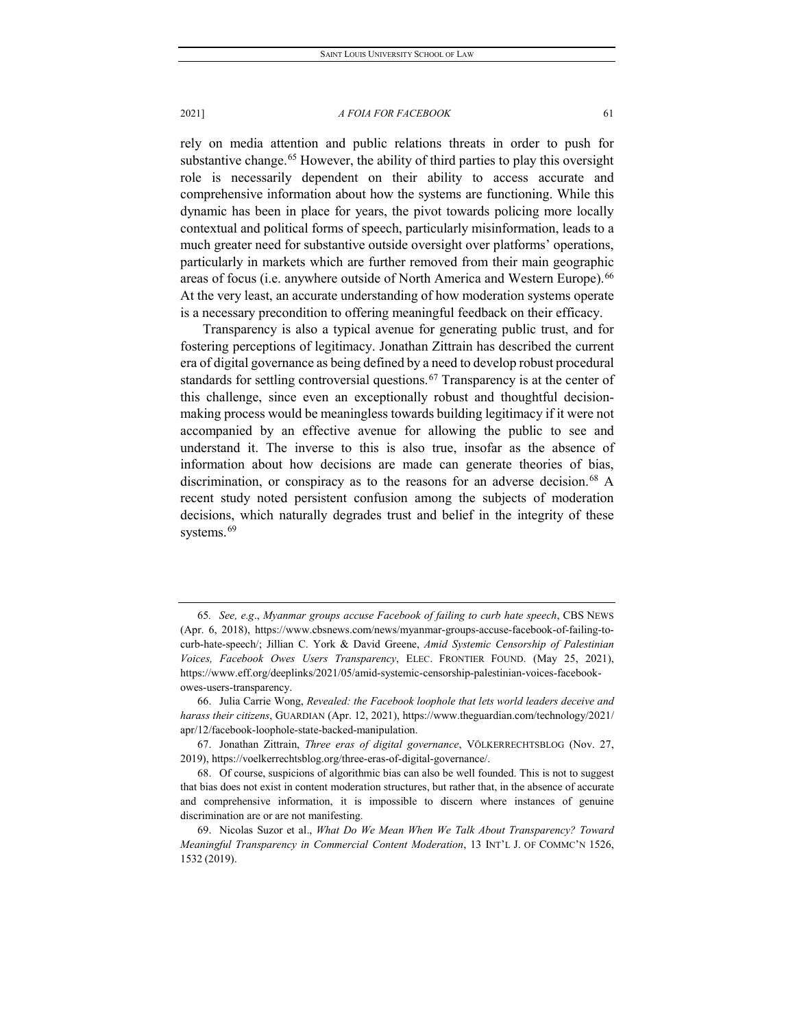rely on media attention and public relations threats in order to push for substantive change.[65] However, the ability of third parties to play this oversight role is necessarily dependent on their ability to access accurate and comprehensive information about how the systems are functioning. While this dynamic has been in place for years, the pivot towards policing more locally contextual and political forms of speech, particularly misinformation, leads to a much greater need for substantive outside oversight over platforms' operations, particularly in markets which are further removed from their main geographic areas of focus (i.e. anywhere outside of North America and Western Europe).[66] At the very least, an accurate understanding of how moderation systems operate is a necessary precondition to offering meaningful feedback on their efficacy.

Transparency is also a typical avenue for generating public trust, and for fostering perceptions of legitimacy. Jonathan Zittrain has described the current era of digital governance as being defined by a need to develop robust procedural standards for settling controversial questions.[67] Transparency is at the center of this challenge, since even an exceptionally robust and thoughtful decision-making process would be meaningless towards building legitimacy if it were not accompanied by an effective avenue for allowing the public to see and understand it. The inverse to this is also true, insofar as the absence of information about how decisions are made can generate theories of bias, discrimination, or conspiracy as to the reasons for an adverse decision.[68] A recent study noted persistent confusion among the subjects of moderation decisions, which naturally degrades trust and belief in the integrity of these systems.[69]

---

65. *See, e.g.*, *Myanmar groups accuse Facebook of failing to curb hate speech*, CBS NEWS (Apr. 6, 2018), https://www.cbsnews.com/news/myanmar-groups-accuse-facebook-of-failing-to-curb-hate-speech/; Jillian C. York & David Greene, *Amid Systemic Censorship of Palestinian Voices, Facebook Owes Users Transparency*, ELEC. FRONTIER FOUND. (May 25, 2021), https://www.eff.org/deeplinks/2021/05/amid-systemic-censorship-palestinian-voices-facebook-owes-users-transparency.

66. Julia Carrie Wong, *Revealed: the Facebook loophole that lets world leaders deceive and harass their citizens*, GUARDIAN (Apr. 12, 2021), https://www.theguardian.com/technology/2021/apr/12/facebook-loophole-state-backed-manipulation.

67. Jonathan Zittrain, *Three eras of digital governance*, VÖLKERRECHTSBLOG (Nov. 27, 2019), https://voelkerrechtsblog.org/three-eras-of-digital-governance/.

68. Of course, suspicions of algorithmic bias can also be well founded. This is not to suggest that bias does not exist in content moderation structures, but rather that, in the absence of accurate and comprehensive information, it is impossible to discern where instances of genuine discrimination are or are not manifesting.

69. Nicolas Suzor et al., *What Do We Mean When We Talk About Transparency? Toward Meaningful Transparency in Commercial Content Moderation*, 13 INT'L J. OF COMMC'N 1526, 1532 (2019).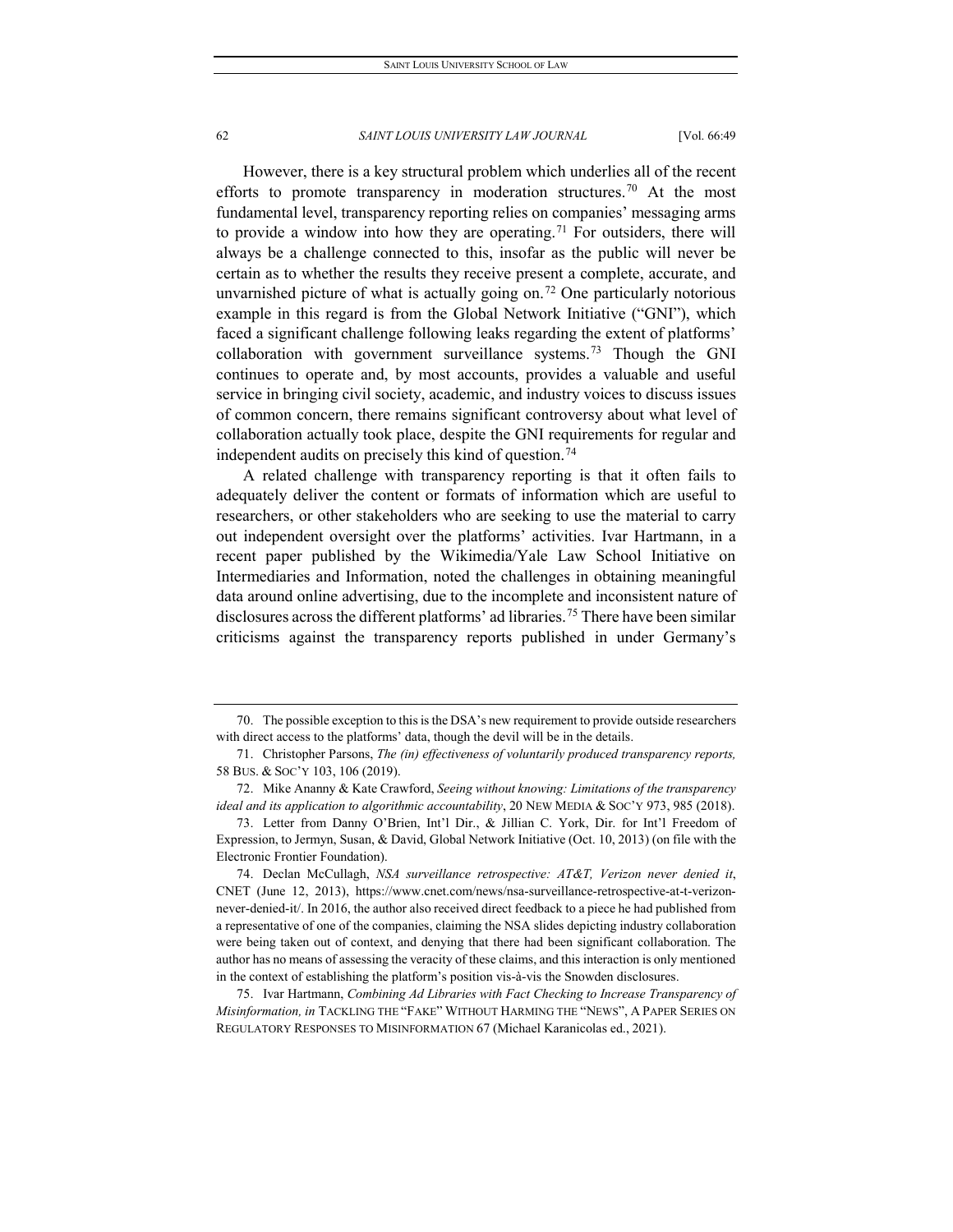However, there is a key structural problem which underlies all of the recent efforts to promote transparency in moderation structures.[70] At the most fundamental level, transparency reporting relies on companies' messaging arms to provide a window into how they are operating.[71] For outsiders, there will always be a challenge connected to this, insofar as the public will never be certain as to whether the results they receive present a complete, accurate, and unvarnished picture of what is actually going on.[72] One particularly notorious example in this regard is from the Global Network Initiative ("GNI"), which faced a significant challenge following leaks regarding the extent of platforms' collaboration with government surveillance systems.[73] Though the GNI continues to operate and, by most accounts, provides a valuable and useful service in bringing civil society, academic, and industry voices to discuss issues of common concern, there remains significant controversy about what level of collaboration actually took place, despite the GNI requirements for regular and independent audits on precisely this kind of question.[74]

A related challenge with transparency reporting is that it often fails to adequately deliver the content or formats of information which are useful to researchers, or other stakeholders who are seeking to use the material to carry out independent oversight over the platforms' activities. Ivar Hartmann, in a recent paper published by the Wikimedia/Yale Law School Initiative on Intermediaries and Information, noted the challenges in obtaining meaningful data around online advertising, due to the incomplete and inconsistent nature of disclosures across the different platforms' ad libraries.[75] There have been similar criticisms against the transparency reports published in under Germany's

---

70. The possible exception to this is the DSA's new requirement to provide outside researchers with direct access to the platforms' data, though the devil will be in the details.

71. Christopher Parsons, *The (in) effectiveness of voluntarily produced transparency reports,* 58 BUS. & SOC'Y 103, 106 (2019).

72. Mike Ananny & Kate Crawford, *Seeing without knowing: Limitations of the transparency ideal and its application to algorithmic accountability*, 20 NEW MEDIA & SOC'Y 973, 985 (2018).

73. Letter from Danny O'Brien, Int'l Dir., & Jillian C. York, Dir. for Int'l Freedom of Expression, to Jermyn, Susan, & David, Global Network Initiative (Oct. 10, 2013) (on file with the Electronic Frontier Foundation).

74. Declan McCullagh, *NSA surveillance retrospective: AT&T, Verizon never denied it*, CNET (June 12, 2013), https://www.cnet.com/news/nsa-surveillance-retrospective-at-t-verizon-never-denied-it/. In 2016, the author also received direct feedback to a piece he had published from a representative of one of the companies, claiming the NSA slides depicting industry collaboration were being taken out of context, and denying that there had been significant collaboration. The author has no means of assessing the veracity of these claims, and this interaction is only mentioned in the context of establishing the platform's position vis-à-vis the Snowden disclosures.

75. Ivar Hartmann, *Combining Ad Libraries with Fact Checking to Increase Transparency of Misinformation, in* TACKLING THE "FAKE" WITHOUT HARMING THE "NEWS", A PAPER SERIES ON REGULATORY RESPONSES TO MISINFORMATION 67 (Michael Karanicolas ed., 2021).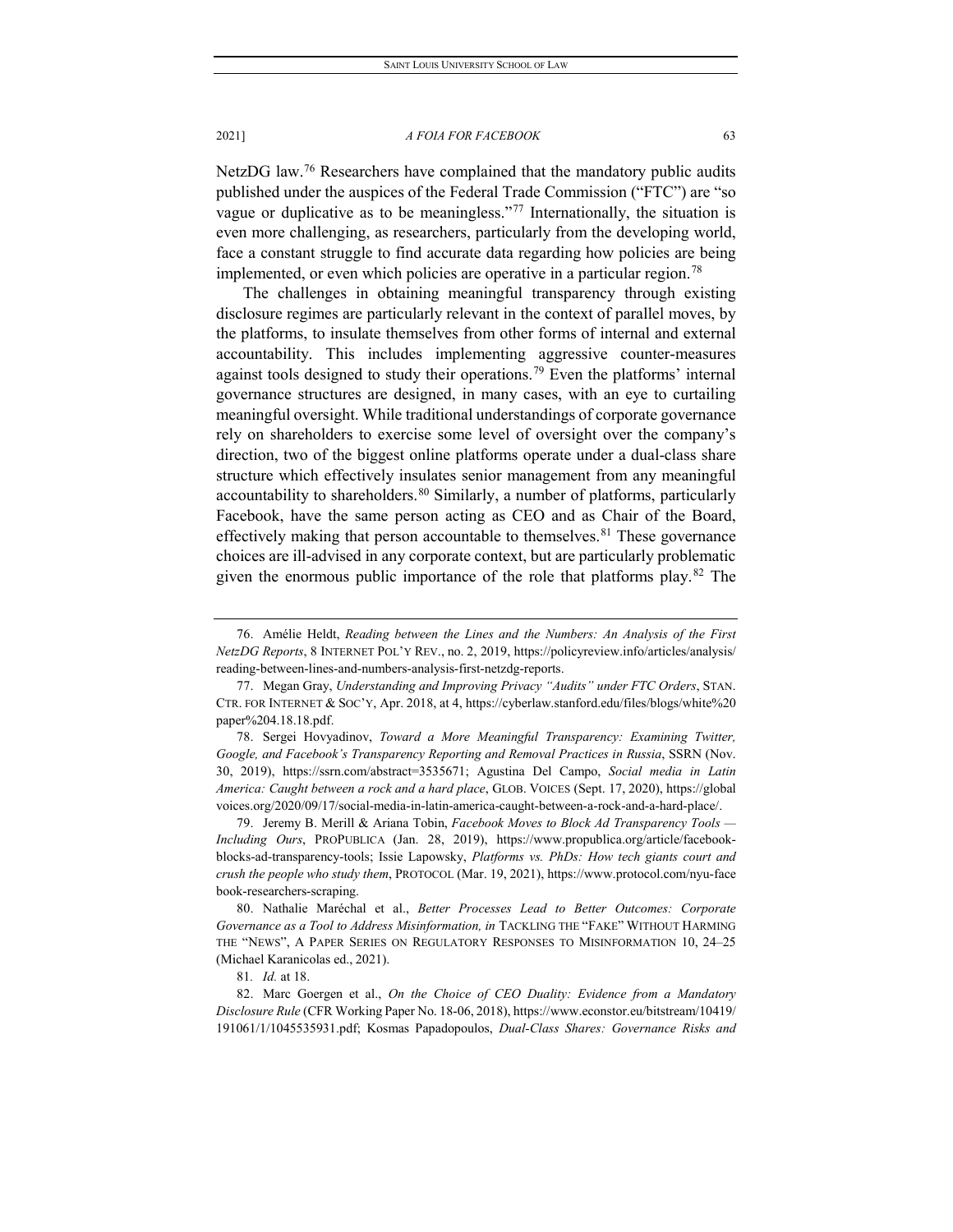NetzDG law.[76] Researchers have complained that the mandatory public audits published under the auspices of the Federal Trade Commission ("FTC") are "so vague or duplicative as to be meaningless."[77] Internationally, the situation is even more challenging, as researchers, particularly from the developing world, face a constant struggle to find accurate data regarding how policies are being implemented, or even which policies are operative in a particular region.[78]

The challenges in obtaining meaningful transparency through existing disclosure regimes are particularly relevant in the context of parallel moves, by the platforms, to insulate themselves from other forms of internal and external accountability. This includes implementing aggressive counter-measures against tools designed to study their operations.[79] Even the platforms' internal governance structures are designed, in many cases, with an eye to curtailing meaningful oversight. While traditional understandings of corporate governance rely on shareholders to exercise some level of oversight over the company's direction, two of the biggest online platforms operate under a dual-class share structure which effectively insulates senior management from any meaningful accountability to shareholders.[80] Similarly, a number of platforms, particularly Facebook, have the same person acting as CEO and as Chair of the Board, effectively making that person accountable to themselves.[81] These governance choices are ill-advised in any corporate context, but are particularly problematic given the enormous public importance of the role that platforms play.[82] The

---

76. Amélie Heldt, *Reading between the Lines and the Numbers: An Analysis of the First NetzDG Reports*, 8 INTERNET POL'Y REV., no. 2, 2019, https://policyreview.info/articles/analysis/reading-between-lines-and-numbers-analysis-first-netzdg-reports.

77. Megan Gray, *Understanding and Improving Privacy "Audits" under FTC Orders*, STAN. CTR. FOR INTERNET & SOC'Y, Apr. 2018, at 4, https://cyberlaw.stanford.edu/files/blogs/white%20paper%204.18.18.pdf.

78. Sergei Hovyadinov, *Toward a More Meaningful Transparency: Examining Twitter, Google, and Facebook's Transparency Reporting and Removal Practices in Russia*, SSRN (Nov. 30, 2019), https://ssrn.com/abstract=3535671; Agustina Del Campo, *Social media in Latin America: Caught between a rock and a hard place*, GLOB. VOICES (Sept. 17, 2020), https://globalvoices.org/2020/09/17/social-media-in-latin-america-caught-between-a-rock-and-a-hard-place/.

79. Jeremy B. Merill & Ariana Tobin, *Facebook Moves to Block Ad Transparency Tools — Including Ours*, PROPUBLICA (Jan. 28, 2019), https://www.propublica.org/article/facebook-blocks-ad-transparency-tools; Issie Lapowsky, *Platforms vs. PhDs: How tech giants court and crush the people who study them*, PROTOCOL (Mar. 19, 2021), https://www.protocol.com/nyu-facebook-researchers-scraping.

80. Nathalie Maréchal et al., *Better Processes Lead to Better Outcomes: Corporate Governance as a Tool to Address Misinformation, in* TACKLING THE "FAKE" WITHOUT HARMING THE "NEWS", A PAPER SERIES ON REGULATORY RESPONSES TO MISINFORMATION 10, 24–25 (Michael Karanicolas ed., 2021).

81. *Id.* at 18.

82. Marc Goergen et al., *On the Choice of CEO Duality: Evidence from a Mandatory Disclosure Rule* (CFR Working Paper No. 18-06, 2018), https://www.econstor.eu/bitstream/10419/191061/1/1045535931.pdf; Kosmas Papadopoulos, *Dual-Class Shares: Governance Risks and*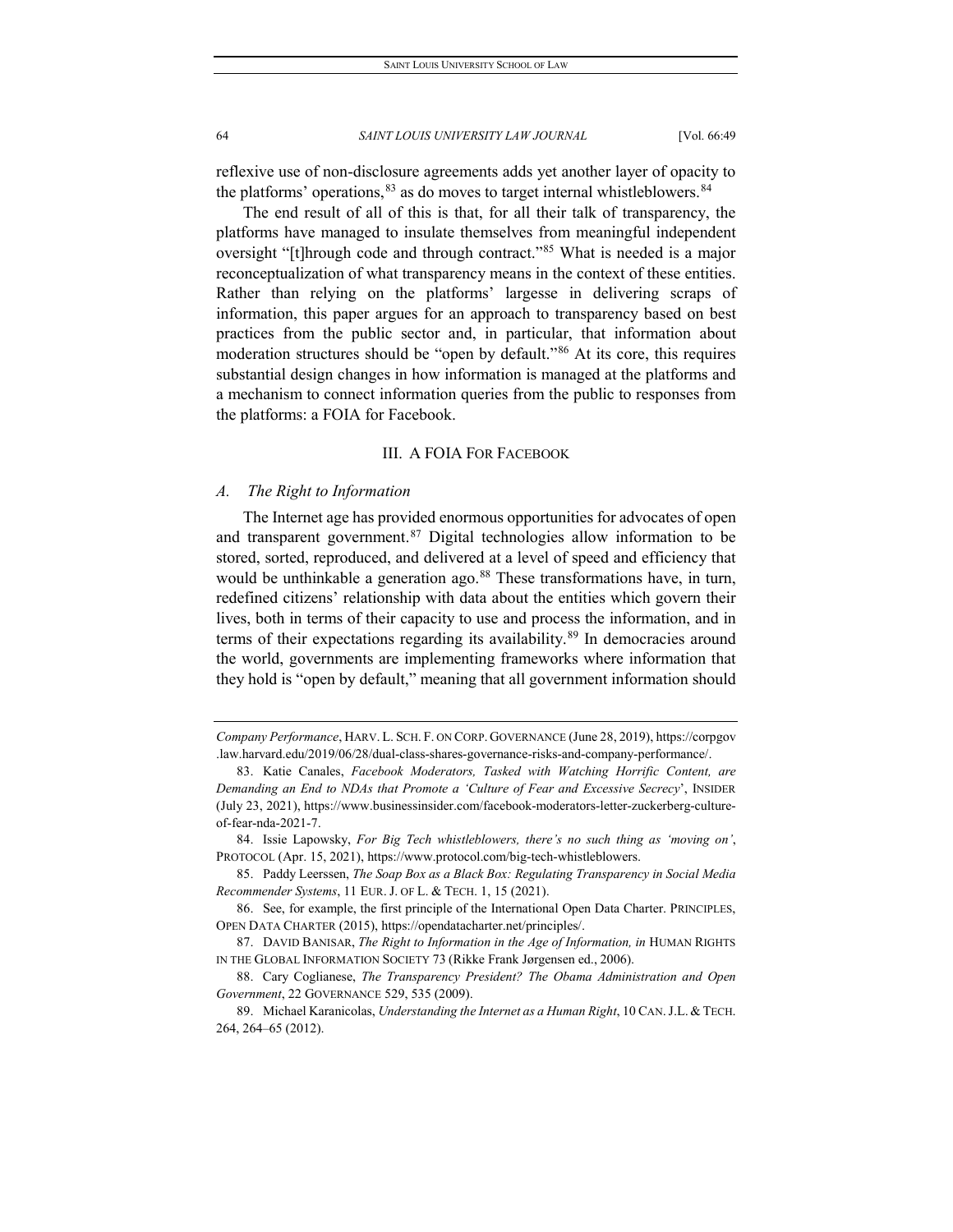reflexive use of non-disclosure agreements adds yet another layer of opacity to the platforms' operations,[83] as do moves to target internal whistleblowers.[84]

The end result of all of this is that, for all their talk of transparency, the platforms have managed to insulate themselves from meaningful independent oversight "[t]hrough code and through contract."[85] What is needed is a major reconceptualization of what transparency means in the context of these entities. Rather than relying on the platforms' largesse in delivering scraps of information, this paper argues for an approach to transparency based on best practices from the public sector and, in particular, that information about moderation structures should be "open by default."[86] At its core, this requires substantial design changes in how information is managed at the platforms and a mechanism to connect information queries from the public to responses from the platforms: a FOIA for Facebook.

## III. A FOIA FOR FACEBOOK

### *A. The Right to Information*

The Internet age has provided enormous opportunities for advocates of open and transparent government.[87] Digital technologies allow information to be stored, sorted, reproduced, and delivered at a level of speed and efficiency that would be unthinkable a generation ago.[88] These transformations have, in turn, redefined citizens' relationship with data about the entities which govern their lives, both in terms of their capacity to use and process the information, and in terms of their expectations regarding its availability.[89] In democracies around the world, governments are implementing frameworks where information that they hold is "open by default," meaning that all government information should

---

*Company Performance*, HARV. L. SCH. F. ON CORP. GOVERNANCE (June 28, 2019), https://corpgov.law.harvard.edu/2019/06/28/dual-class-shares-governance-risks-and-company-performance/.

83. Katie Canales, *Facebook Moderators, Tasked with Watching Horrific Content, are Demanding an End to NDAs that Promote a 'Culture of Fear and Excessive Secrecy'*, INSIDER (July 23, 2021), https://www.businessinsider.com/facebook-moderators-letter-zuckerberg-culture-of-fear-nda-2021-7.

84. Issie Lapowsky, *For Big Tech whistleblowers, there's no such thing as 'moving on'*, PROTOCOL (Apr. 15, 2021), https://www.protocol.com/big-tech-whistleblowers.

85. Paddy Leerssen, *The Soap Box as a Black Box: Regulating Transparency in Social Media Recommender Systems*, 11 EUR. J. OF L. & TECH. 1, 15 (2021).

86. See, for example, the first principle of the International Open Data Charter. PRINCIPLES, OPEN DATA CHARTER (2015), https://opendatacharter.net/principles/.

87. DAVID BANISAR, *The Right to Information in the Age of Information, in* HUMAN RIGHTS IN THE GLOBAL INFORMATION SOCIETY 73 (Rikke Frank Jørgensen ed., 2006).

88. Cary Coglianese, *The Transparency President? The Obama Administration and Open Government*, 22 GOVERNANCE 529, 535 (2009).

89. Michael Karanicolas, *Understanding the Internet as a Human Right*, 10 CAN. J.L. & TECH. 264, 264–65 (2012).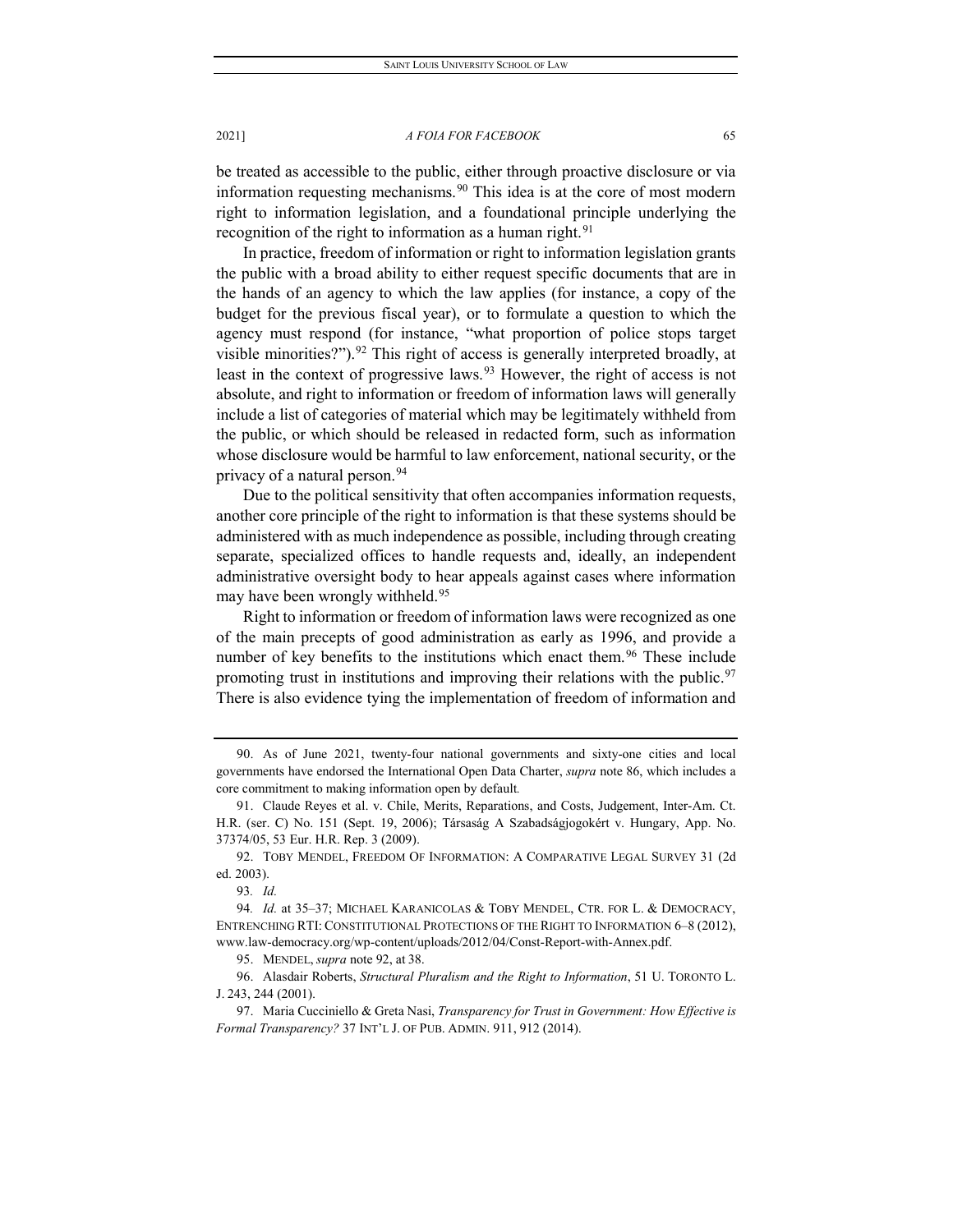be treated as accessible to the public, either through proactive disclosure or via information requesting mechanisms.[90] This idea is at the core of most modern right to information legislation, and a foundational principle underlying the recognition of the right to information as a human right.[91]

In practice, freedom of information or right to information legislation grants the public with a broad ability to either request specific documents that are in the hands of an agency to which the law applies (for instance, a copy of the budget for the previous fiscal year), or to formulate a question to which the agency must respond (for instance, "what proportion of police stops target visible minorities?").[92] This right of access is generally interpreted broadly, at least in the context of progressive laws.[93] However, the right of access is not absolute, and right to information or freedom of information laws will generally include a list of categories of material which may be legitimately withheld from the public, or which should be released in redacted form, such as information whose disclosure would be harmful to law enforcement, national security, or the privacy of a natural person.[94]

Due to the political sensitivity that often accompanies information requests, another core principle of the right to information is that these systems should be administered with as much independence as possible, including through creating separate, specialized offices to handle requests and, ideally, an independent administrative oversight body to hear appeals against cases where information may have been wrongly withheld.[95]

Right to information or freedom of information laws were recognized as one of the main precepts of good administration as early as 1996, and provide a number of key benefits to the institutions which enact them.[96] These include promoting trust in institutions and improving their relations with the public.[97] There is also evidence tying the implementation of freedom of information and

---

90. As of June 2021, twenty-four national governments and sixty-one cities and local governments have endorsed the International Open Data Charter, *supra* note 86, which includes a core commitment to making information open by default.

91. Claude Reyes et al. v. Chile, Merits, Reparations, and Costs, Judgement, Inter-Am. Ct. H.R. (ser. C) No. 151 (Sept. 19, 2006); Társaság A Szabadságjogokért v. Hungary, App. No. 37374/05, 53 Eur. H.R. Rep. 3 (2009).

92. TOBY MENDEL, FREEDOM OF INFORMATION: A COMPARATIVE LEGAL SURVEY 31 (2d ed. 2003).

93. *Id.*

94. *Id.* at 35–37; MICHAEL KARANICOLAS & TOBY MENDEL, CTR. FOR L. & DEMOCRACY, ENTRENCHING RTI: CONSTITUTIONAL PROTECTIONS OF THE RIGHT TO INFORMATION 6–8 (2012), www.law-democracy.org/wp-content/uploads/2012/04/Const-Report-with-Annex.pdf.

95. MENDEL, *supra* note 92, at 38.

96. Alasdair Roberts, *Structural Pluralism and the Right to Information*, 51 U. TORONTO L. J. 243, 244 (2001).

97. Maria Cucciniello & Greta Nasi, *Transparency for Trust in Government: How Effective is Formal Transparency?* 37 INT'L J. OF PUB. ADMIN. 911, 912 (2014).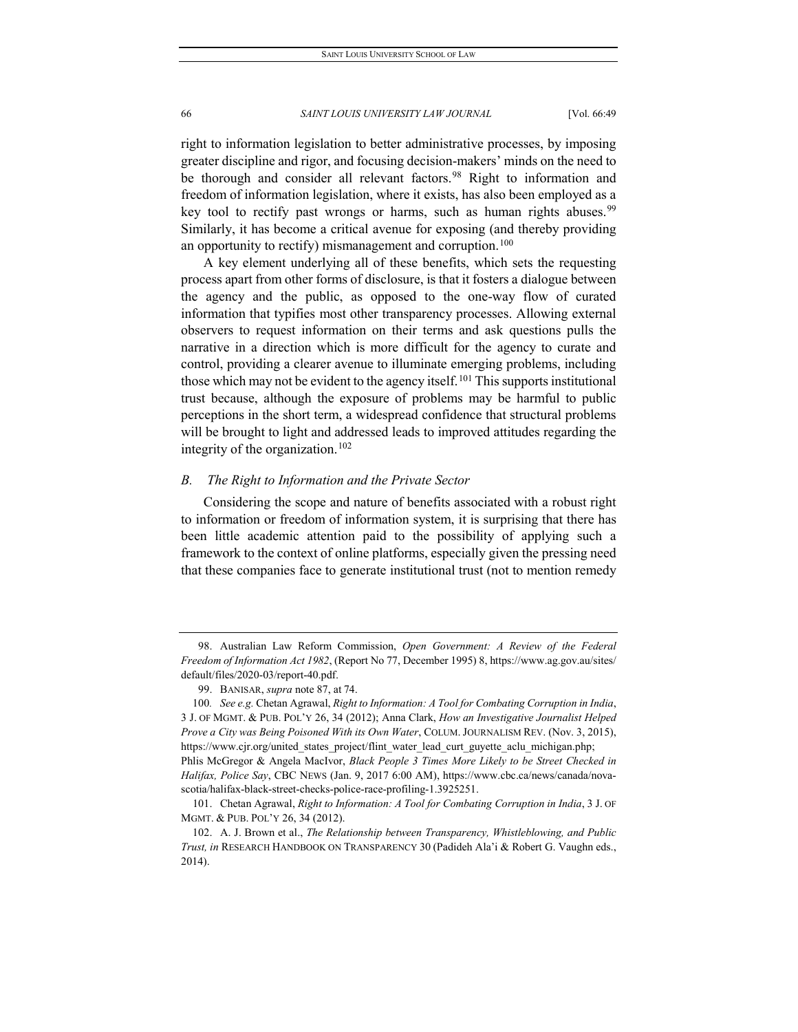right to information legislation to better administrative processes, by imposing greater discipline and rigor, and focusing decision-makers' minds on the need to be thorough and consider all relevant factors.[98] Right to information and freedom of information legislation, where it exists, has also been employed as a key tool to rectify past wrongs or harms, such as human rights abuses.[99] Similarly, it has become a critical avenue for exposing (and thereby providing an opportunity to rectify) mismanagement and corruption.[100]

A key element underlying all of these benefits, which sets the requesting process apart from other forms of disclosure, is that it fosters a dialogue between the agency and the public, as opposed to the one-way flow of curated information that typifies most other transparency processes. Allowing external observers to request information on their terms and ask questions pulls the narrative in a direction which is more difficult for the agency to curate and control, providing a clearer avenue to illuminate emerging problems, including those which may not be evident to the agency itself.[101] This supports institutional trust because, although the exposure of problems may be harmful to public perceptions in the short term, a widespread confidence that structural problems will be brought to light and addressed leads to improved attitudes regarding the integrity of the organization.[102]

### *B. The Right to Information and the Private Sector*

Considering the scope and nature of benefits associated with a robust right to information or freedom of information system, it is surprising that there has been little academic attention paid to the possibility of applying such a framework to the context of online platforms, especially given the pressing need that these companies face to generate institutional trust (not to mention remedy

---

98. Australian Law Reform Commission, *Open Government: A Review of the Federal Freedom of Information Act 1982*, (Report No 77, December 1995) 8, https://www.ag.gov.au/sites/default/files/2020-03/report-40.pdf.

99. BANISAR, *supra* note 87, at 74.

100. *See e.g.* Chetan Agrawal, *Right to Information: A Tool for Combating Corruption in India*, 3 J. OF MGMT. & PUB. POL'Y 26, 34 (2012); Anna Clark, *How an Investigative Journalist Helped Prove a City was Being Poisoned With its Own Water*, COLUM. JOURNALISM REV. (Nov. 3, 2015), https://www.cjr.org/united_states_project/flint_water_lead_curt_guyette_aclu_michigan.php; Phlis McGregor & Angela MacIvor, *Black People 3 Times More Likely to be Street Checked in Halifax, Police Say*, CBC NEWS (Jan. 9, 2017 6:00 AM), https://www.cbc.ca/news/canada/nova-scotia/halifax-black-street-checks-police-race-profiling-1.3925251.

101. Chetan Agrawal, *Right to Information: A Tool for Combating Corruption in India*, 3 J. OF MGMT. & PUB. POL'Y 26, 34 (2012).

102. A. J. Brown et al., *The Relationship between Transparency, Whistleblowing, and Public Trust, in* RESEARCH HANDBOOK ON TRANSPARENCY 30 (Padideh Ala'i & Robert G. Vaughn eds., 2014).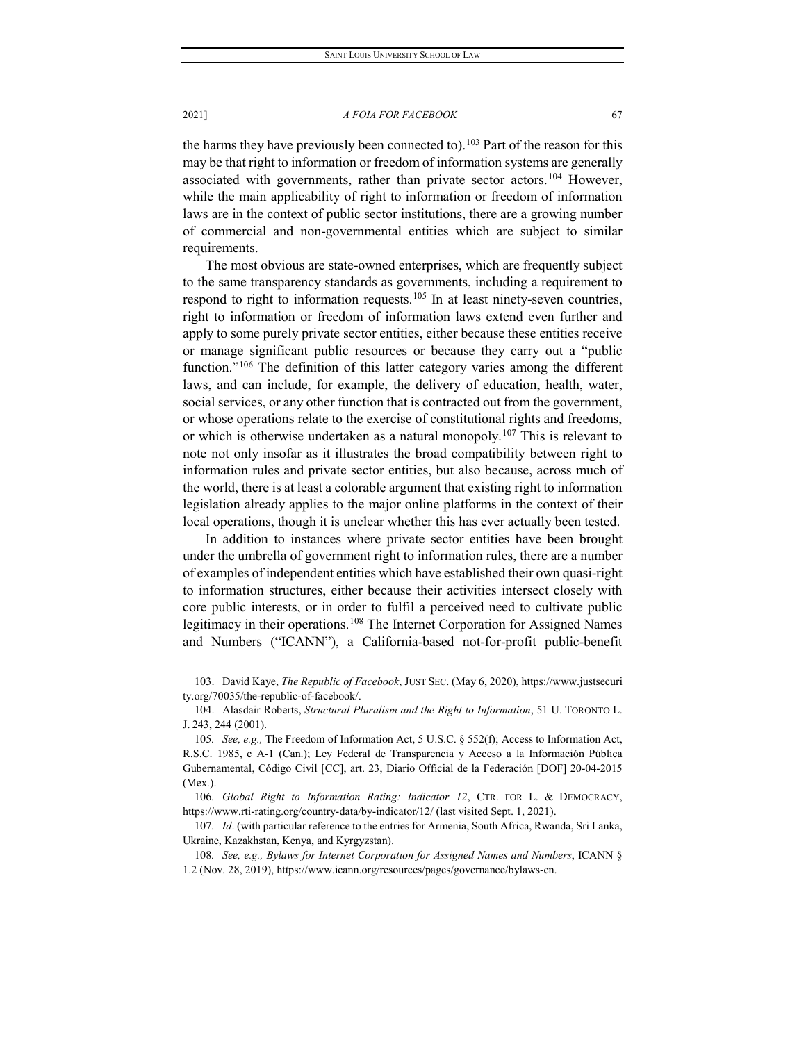the harms they have previously been connected to).[103] Part of the reason for this may be that right to information or freedom of information systems are generally associated with governments, rather than private sector actors.[104] However, while the main applicability of right to information or freedom of information laws are in the context of public sector institutions, there are a growing number of commercial and non-governmental entities which are subject to similar requirements.

The most obvious are state-owned enterprises, which are frequently subject to the same transparency standards as governments, including a requirement to respond to right to information requests.[105] In at least ninety-seven countries, right to information or freedom of information laws extend even further and apply to some purely private sector entities, either because these entities receive or manage significant public resources or because they carry out a "public function."[106] The definition of this latter category varies among the different laws, and can include, for example, the delivery of education, health, water, social services, or any other function that is contracted out from the government, or whose operations relate to the exercise of constitutional rights and freedoms, or which is otherwise undertaken as a natural monopoly.[107] This is relevant to note not only insofar as it illustrates the broad compatibility between right to information rules and private sector entities, but also because, across much of the world, there is at least a colorable argument that existing right to information legislation already applies to the major online platforms in the context of their local operations, though it is unclear whether this has ever actually been tested.

In addition to instances where private sector entities have been brought under the umbrella of government right to information rules, there are a number of examples of independent entities which have established their own quasi-right to information structures, either because their activities intersect closely with core public interests, or in order to fulfil a perceived need to cultivate public legitimacy in their operations.[108] The Internet Corporation for Assigned Names and Numbers ("ICANN"), a California-based not-for-profit public-benefit

---

103. David Kaye, *The Republic of Facebook*, JUST SEC. (May 6, 2020), https://www.justsecurity.org/70035/the-republic-of-facebook/.

104. Alasdair Roberts, *Structural Pluralism and the Right to Information*, 51 U. TORONTO L. J. 243, 244 (2001).

105. *See, e.g.,* The Freedom of Information Act, 5 U.S.C. § 552(f); Access to Information Act, R.S.C. 1985, c A-1 (Can.); Ley Federal de Transparencia y Acceso a la Información Pública Gubernamental, Código Civil [CC], art. 23, Diario Official de la Federación [DOF] 20-04-2015 (Mex.).

106. *Global Right to Information Rating: Indicator 12*, CTR. FOR L. & DEMOCRACY, https://www.rti-rating.org/country-data/by-indicator/12/ (last visited Sept. 1, 2021).

107. *Id*. (with particular reference to the entries for Armenia, South Africa, Rwanda, Sri Lanka, Ukraine, Kazakhstan, Kenya, and Kyrgyzstan).

108. *See, e.g., Bylaws for Internet Corporation for Assigned Names and Numbers*, ICANN § 1.2 (Nov. 28, 2019), https://www.icann.org/resources/pages/governance/bylaws-en.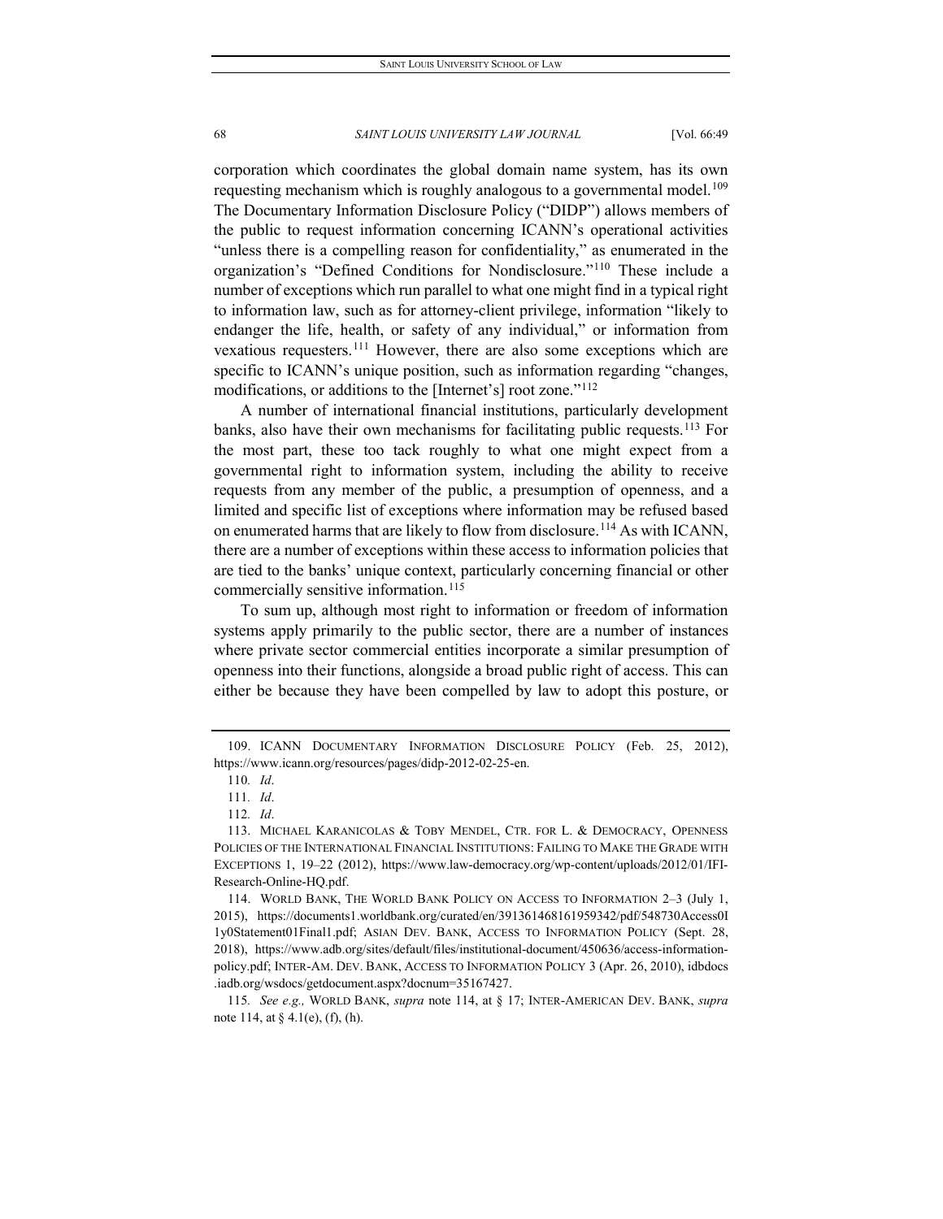corporation which coordinates the global domain name system, has its own requesting mechanism which is roughly analogous to a governmental model.[109] The Documentary Information Disclosure Policy ("DIDP") allows members of the public to request information concerning ICANN's operational activities "unless there is a compelling reason for confidentiality," as enumerated in the organization's "Defined Conditions for Nondisclosure."[110] These include a number of exceptions which run parallel to what one might find in a typical right to information law, such as for attorney-client privilege, information "likely to endanger the life, health, or safety of any individual," or information from vexatious requesters.[111] However, there are also some exceptions which are specific to ICANN's unique position, such as information regarding "changes, modifications, or additions to the [Internet's] root zone."[112]

A number of international financial institutions, particularly development banks, also have their own mechanisms for facilitating public requests.[113] For the most part, these too tack roughly to what one might expect from a governmental right to information system, including the ability to receive requests from any member of the public, a presumption of openness, and a limited and specific list of exceptions where information may be refused based on enumerated harms that are likely to flow from disclosure.[114] As with ICANN, there are a number of exceptions within these access to information policies that are tied to the banks' unique context, particularly concerning financial or other commercially sensitive information.[115]

To sum up, although most right to information or freedom of information systems apply primarily to the public sector, there are a number of instances where private sector commercial entities incorporate a similar presumption of openness into their functions, alongside a broad public right of access. This can either be because they have been compelled by law to adopt this posture, or

---

109. ICANN DOCUMENTARY INFORMATION DISCLOSURE POLICY (Feb. 25, 2012), https://www.icann.org/resources/pages/didp-2012-02-25-en.

110. *Id*.

111. *Id*.

112. *Id*.

113. MICHAEL KARANICOLAS & TOBY MENDEL, CTR. FOR L. & DEMOCRACY, OPENNESS POLICIES OF THE INTERNATIONAL FINANCIAL INSTITUTIONS: FAILING TO MAKE THE GRADE WITH EXCEPTIONS 1, 19–22 (2012), https://www.law-democracy.org/wp-content/uploads/2012/01/IFI-Research-Online-HQ.pdf.

114. WORLD BANK, THE WORLD BANK POLICY ON ACCESS TO INFORMATION 2–3 (July 1, 2015), https://documents1.worldbank.org/curated/en/391361468161959342/pdf/548730Access0I1y0Statement01Final1.pdf; ASIAN DEV. BANK, ACCESS TO INFORMATION POLICY (Sept. 28, 2018), https://www.adb.org/sites/default/files/institutional-document/450636/access-information-policy.pdf; INTER-AM. DEV. BANK, ACCESS TO INFORMATION POLICY 3 (Apr. 26, 2010), idbdocs.iadb.org/wsdocs/getdocument.aspx?docnum=35167427.

115. *See e.g.,* WORLD BANK, *supra* note 114, at § 17; INTER-AMERICAN DEV. BANK, *supra* note 114, at § 4.1(e), (f), (h).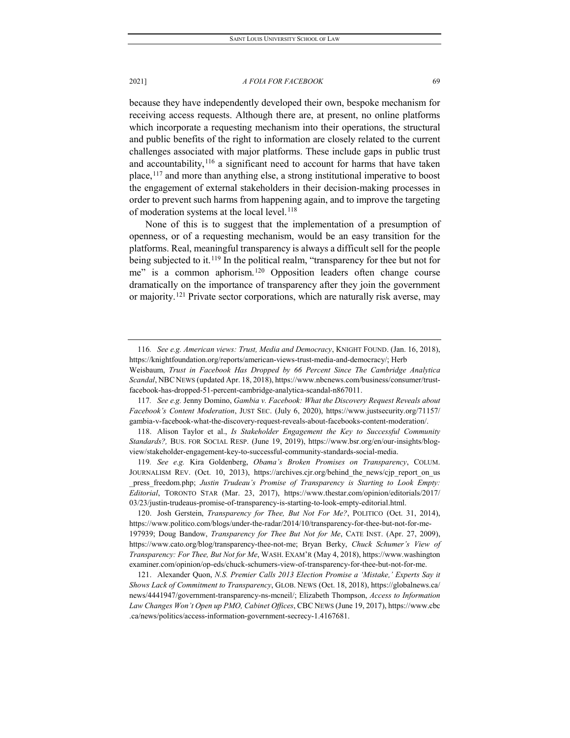because they have independently developed their own, bespoke mechanism for receiving access requests. Although there are, at present, no online platforms which incorporate a requesting mechanism into their operations, the structural and public benefits of the right to information are closely related to the current challenges associated with major platforms. These include gaps in public trust and accountability,[116] a significant need to account for harms that have taken place,[117] and more than anything else, a strong institutional imperative to boost the engagement of external stakeholders in their decision-making processes in order to prevent such harms from happening again, and to improve the targeting of moderation systems at the local level.[118]

None of this is to suggest that the implementation of a presumption of openness, or of a requesting mechanism, would be an easy transition for the platforms. Real, meaningful transparency is always a difficult sell for the people being subjected to it.[119] In the political realm, "transparency for thee but not for me" is a common aphorism.[120] Opposition leaders often change course dramatically on the importance of transparency after they join the government or majority.[121] Private sector corporations, which are naturally risk averse, may

---

116. *See e.g. American views: Trust, Media and Democracy*, KNIGHT FOUND. (Jan. 16, 2018), https://knightfoundation.org/reports/american-views-trust-media-and-democracy/; Herb Weisbaum, *Trust in Facebook Has Dropped by 66 Percent Since The Cambridge Analytica Scandal*, NBC NEWS (updated Apr. 18, 2018), https://www.nbcnews.com/business/consumer/trust-facebook-has-dropped-51-percent-cambridge-analytica-scandal-n867011.

117. *See e.g.* Jenny Domino, *Gambia v. Facebook: What the Discovery Request Reveals about Facebook's Content Moderation*, JUST SEC. (July 6, 2020), https://www.justsecurity.org/71157/gambia-v-facebook-what-the-discovery-request-reveals-about-facebooks-content-moderation/.

118. Alison Taylor et al., *Is Stakeholder Engagement the Key to Successful Community Standards?,* BUS. FOR SOCIAL RESP. (June 19, 2019), https://www.bsr.org/en/our-insights/blog-view/stakeholder-engagement-key-to-successful-community-standards-social-media.

119. *See e.g.* Kira Goldenberg, *Obama's Broken Promises on Transparency*, COLUM. JOURNALISM REV. (Oct. 10, 2013), https://archives.cjr.org/behind_the_news/cjp_report_on_us_press_freedom.php; *Justin Trudeau's Promise of Transparency is Starting to Look Empty: Editorial*, TORONTO STAR (Mar. 23, 2017), https://www.thestar.com/opinion/editorials/2017/03/23/justin-trudeaus-promise-of-transparency-is-starting-to-look-empty-editorial.html.

120. Josh Gerstein, *Transparency for Thee, But Not For Me?*, POLITICO (Oct. 31, 2014), https://www.politico.com/blogs/under-the-radar/2014/10/transparency-for-thee-but-not-for-me-197939; Doug Bandow, *Transparency for Thee But Not for Me*, CATE INST. (Apr. 27, 2009), https://www.cato.org/blog/transparency-thee-not-me; Bryan Berky, *Chuck Schumer's View of Transparency: For Thee, But Not for Me*, WASH. EXAM'R (May 4, 2018), https://www.washingtonexaminer.com/opinion/op-eds/chuck-schumers-view-of-transparency-for-thee-but-not-for-me.

121. Alexander Quon, *N.S. Premier Calls 2013 Election Promise a 'Mistake,' Experts Say it Shows Lack of Commitment to Transparency*, GLOB. NEWS (Oct. 18, 2018), https://globalnews.ca/news/4441947/government-transparency-ns-mcneil/; Elizabeth Thompson, *Access to Information Law Changes Won't Open up PMO, Cabinet Offices*, CBC NEWS (June 19, 2017), https://www.cbc.ca/news/politics/access-information-government-secrecy-1.4167681.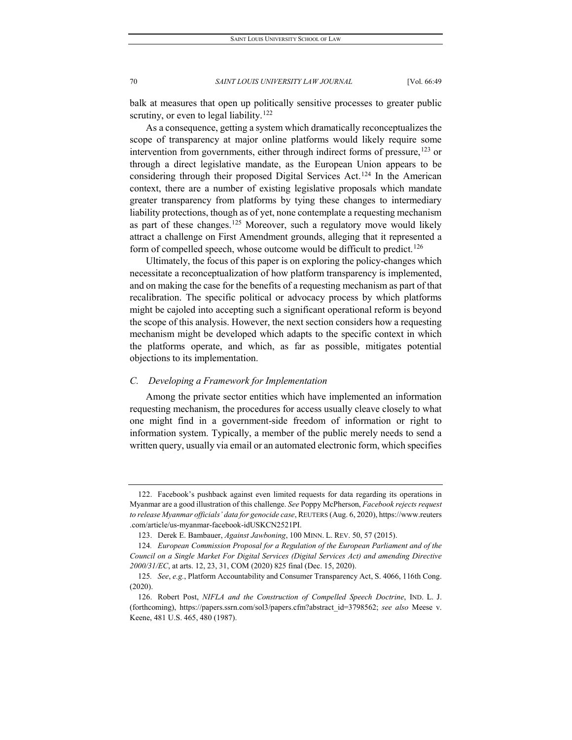balk at measures that open up politically sensitive processes to greater public scrutiny, or even to legal liability.[122]

As a consequence, getting a system which dramatically reconceptualizes the scope of transparency at major online platforms would likely require some intervention from governments, either through indirect forms of pressure,[123] or through a direct legislative mandate, as the European Union appears to be considering through their proposed Digital Services Act.[124] In the American context, there are a number of existing legislative proposals which mandate greater transparency from platforms by tying these changes to intermediary liability protections, though as of yet, none contemplate a requesting mechanism as part of these changes.[125] Moreover, such a regulatory move would likely attract a challenge on First Amendment grounds, alleging that it represented a form of compelled speech, whose outcome would be difficult to predict.[126]

Ultimately, the focus of this paper is on exploring the policy-changes which necessitate a reconceptualization of how platform transparency is implemented, and on making the case for the benefits of a requesting mechanism as part of that recalibration. The specific political or advocacy process by which platforms might be cajoled into accepting such a significant operational reform is beyond the scope of this analysis. However, the next section considers how a requesting mechanism might be developed which adapts to the specific context in which the platforms operate, and which, as far as possible, mitigates potential objections to its implementation.

### *C. Developing a Framework for Implementation*

Among the private sector entities which have implemented an information requesting mechanism, the procedures for access usually cleave closely to what one might find in a government-side freedom of information or right to information system. Typically, a member of the public merely needs to send a written query, usually via email or an automated electronic form, which specifies

---

122. Facebook's pushback against even limited requests for data regarding its operations in Myanmar are a good illustration of this challenge. *See* Poppy McPherson, *Facebook rejects request to release Myanmar officials' data for genocide case*, REUTERS (Aug. 6, 2020), https://www.reuters.com/article/us-myanmar-facebook-idUSKCN2521PI.

123. Derek E. Bambauer, *Against Jawboning*, 100 MINN. L. REV. 50, 57 (2015).

124. *European Commission Proposal for a Regulation of the European Parliament and of the Council on a Single Market For Digital Services (Digital Services Act) and amending Directive 2000/31/EC*, at arts. 12, 23, 31, COM (2020) 825 final (Dec. 15, 2020).

125. *See*, *e.g.*, Platform Accountability and Consumer Transparency Act, S. 4066, 116th Cong. (2020).

126. Robert Post, *NIFLA and the Construction of Compelled Speech Doctrine*, IND. L. J. (forthcoming), https://papers.ssrn.com/sol3/papers.cfm?abstract_id=3798562; *see also* Meese v. Keene, 481 U.S. 465, 480 (1987).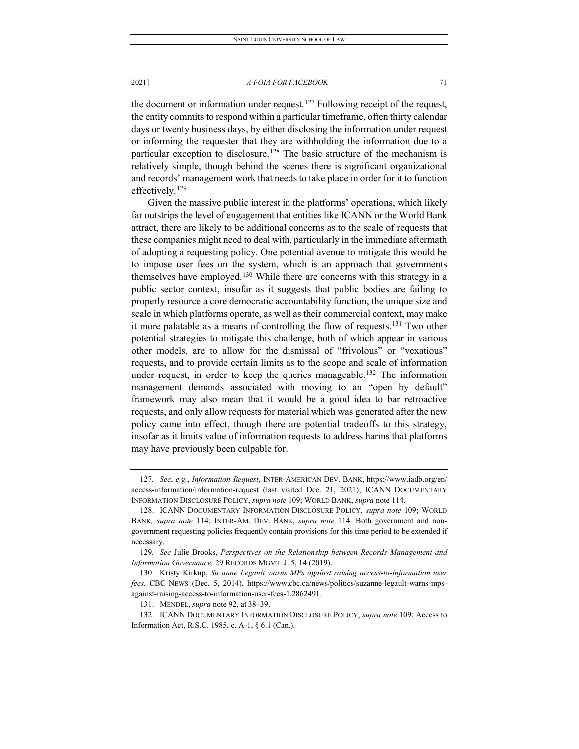the document or information under request.[127] Following receipt of the request, the entity commits to respond within a particular timeframe, often thirty calendar days or twenty business days, by either disclosing the information under request or informing the requester that they are withholding the information due to a particular exception to disclosure.[128] The basic structure of the mechanism is relatively simple, though behind the scenes there is significant organizational and records' management work that needs to take place in order for it to function effectively.[129]

Given the massive public interest in the platforms' operations, which likely far outstrips the level of engagement that entities like ICANN or the World Bank attract, there are likely to be additional concerns as to the scale of requests that these companies might need to deal with, particularly in the immediate aftermath of adopting a requesting policy. One potential avenue to mitigate this would be to impose user fees on the system, which is an approach that governments themselves have employed.[130] While there are concerns with this strategy in a public sector context, insofar as it suggests that public bodies are failing to properly resource a core democratic accountability function, the unique size and scale in which platforms operate, as well as their commercial context, may make it more palatable as a means of controlling the flow of requests.[131] Two other potential strategies to mitigate this challenge, both of which appear in various other models, are to allow for the dismissal of "frivolous" or "vexatious" requests, and to provide certain limits as to the scope and scale of information under request, in order to keep the queries manageable.[132] The information management demands associated with moving to an "open by default" framework may also mean that it would be a good idea to bar retroactive requests, and only allow requests for material which was generated after the new policy came into effect, though there are potential tradeoffs to this strategy, insofar as it limits value of information requests to address harms that platforms may have previously been culpable for.

---

127. *See*, *e.g.*, *Information Request*, INTER-AMERICAN DEV. BANK, https://www.iadb.org/en/access-information/information-request (last visited Dec. 21, 2021); ICANN DOCUMENTARY INFORMATION DISCLOSURE POLICY, *supra note* 109; WORLD BANK, *supra* note 114.

128. ICANN DOCUMENTARY INFORMATION DISCLOSURE POLICY, *supra note* 109; WORLD BANK, *supra note* 114; INTER-AM. DEV. BANK, *supra note* 114. Both government and non-government requesting policies frequently contain provisions for this time period to be extended if necessary.

129. *See* Julie Brooks, *Perspectives on the Relationship between Records Management and Information Governance,* 29 RECORDS MGMT. J. 5, 14 (2019).

130. Kristy Kirkup, *Suzanne Legault warns MPs against raising access-to-information user fees*, CBC NEWS (Dec. 5, 2014), https://www.cbc.ca/news/politics/suzanne-legault-warns-mps-against-raising-access-to-information-user-fees-1.2862491.

131. MENDEL, *supra* note 92, at 38–39.

132. ICANN DOCUMENTARY INFORMATION DISCLOSURE POLICY, *supra note* 109; Access to Information Act, R.S.C. 1985, c. A-1, § 6.1 (Can.).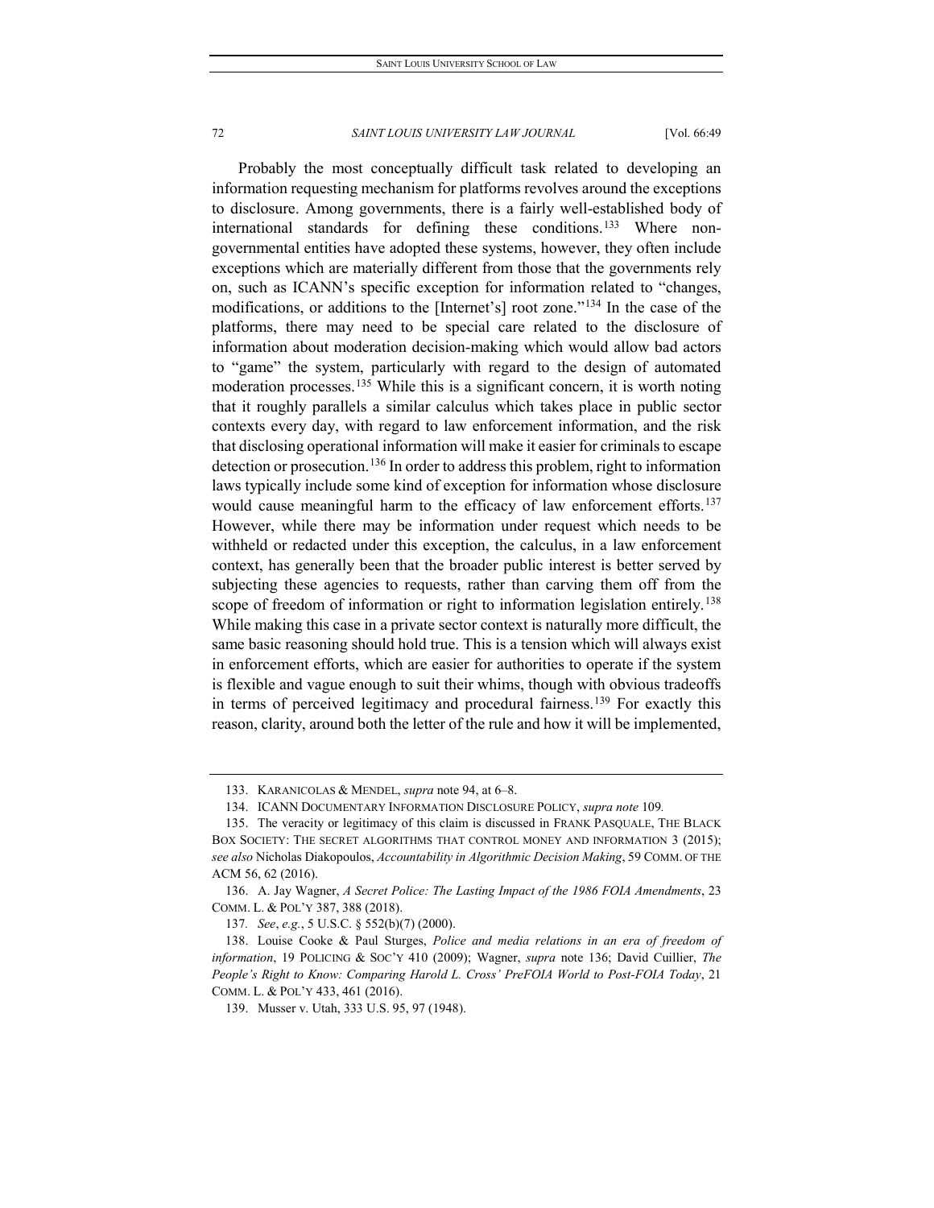Probably the most conceptually difficult task related to developing an information requesting mechanism for platforms revolves around the exceptions to disclosure. Among governments, there is a fairly well-established body of international standards for defining these conditions.[133] Where non-governmental entities have adopted these systems, however, they often include exceptions which are materially different from those that the governments rely on, such as ICANN's specific exception for information related to "changes, modifications, or additions to the [Internet's] root zone."[134] In the case of the platforms, there may need to be special care related to the disclosure of information about moderation decision-making which would allow bad actors to "game" the system, particularly with regard to the design of automated moderation processes.[135] While this is a significant concern, it is worth noting that it roughly parallels a similar calculus which takes place in public sector contexts every day, with regard to law enforcement information, and the risk that disclosing operational information will make it easier for criminals to escape detection or prosecution.[136] In order to address this problem, right to information laws typically include some kind of exception for information whose disclosure would cause meaningful harm to the efficacy of law enforcement efforts.[137] However, while there may be information under request which needs to be withheld or redacted under this exception, the calculus, in a law enforcement context, has generally been that the broader public interest is better served by subjecting these agencies to requests, rather than carving them off from the scope of freedom of information or right to information legislation entirely.[138] While making this case in a private sector context is naturally more difficult, the same basic reasoning should hold true. This is a tension which will always exist in enforcement efforts, which are easier for authorities to operate if the system is flexible and vague enough to suit their whims, though with obvious tradeoffs in terms of perceived legitimacy and procedural fairness.[139] For exactly this reason, clarity, around both the letter of the rule and how it will be implemented,

---

133. KARANICOLAS & MENDEL, *supra* note 94, at 6–8.

134. ICANN DOCUMENTARY INFORMATION DISCLOSURE POLICY, *supra note* 109*.*

135. The veracity or legitimacy of this claim is discussed in FRANK PASQUALE, THE BLACK BOX SOCIETY: THE SECRET ALGORITHMS THAT CONTROL MONEY AND INFORMATION 3 (2015); *see also* Nicholas Diakopoulos, *Accountability in Algorithmic Decision Making*, 59 COMM. OF THE ACM 56, 62 (2016).

136. A. Jay Wagner, *A Secret Police: The Lasting Impact of the 1986 FOIA Amendments*, 23 COMM. L. & POL'Y 387, 388 (2018).

137. *See*, *e.g.*, 5 U.S.C. § 552(b)(7) (2000).

138. Louise Cooke & Paul Sturges, *Police and media relations in an era of freedom of information*, 19 POLICING & SOC'Y 410 (2009); Wagner, *supra* note 136; David Cuillier, *The People's Right to Know: Comparing Harold L. Cross' PreFOIA World to Post-FOIA Today*, 21 COMM. L. & POL'Y 433, 461 (2016).

139. Musser v. Utah, 333 U.S. 95, 97 (1948).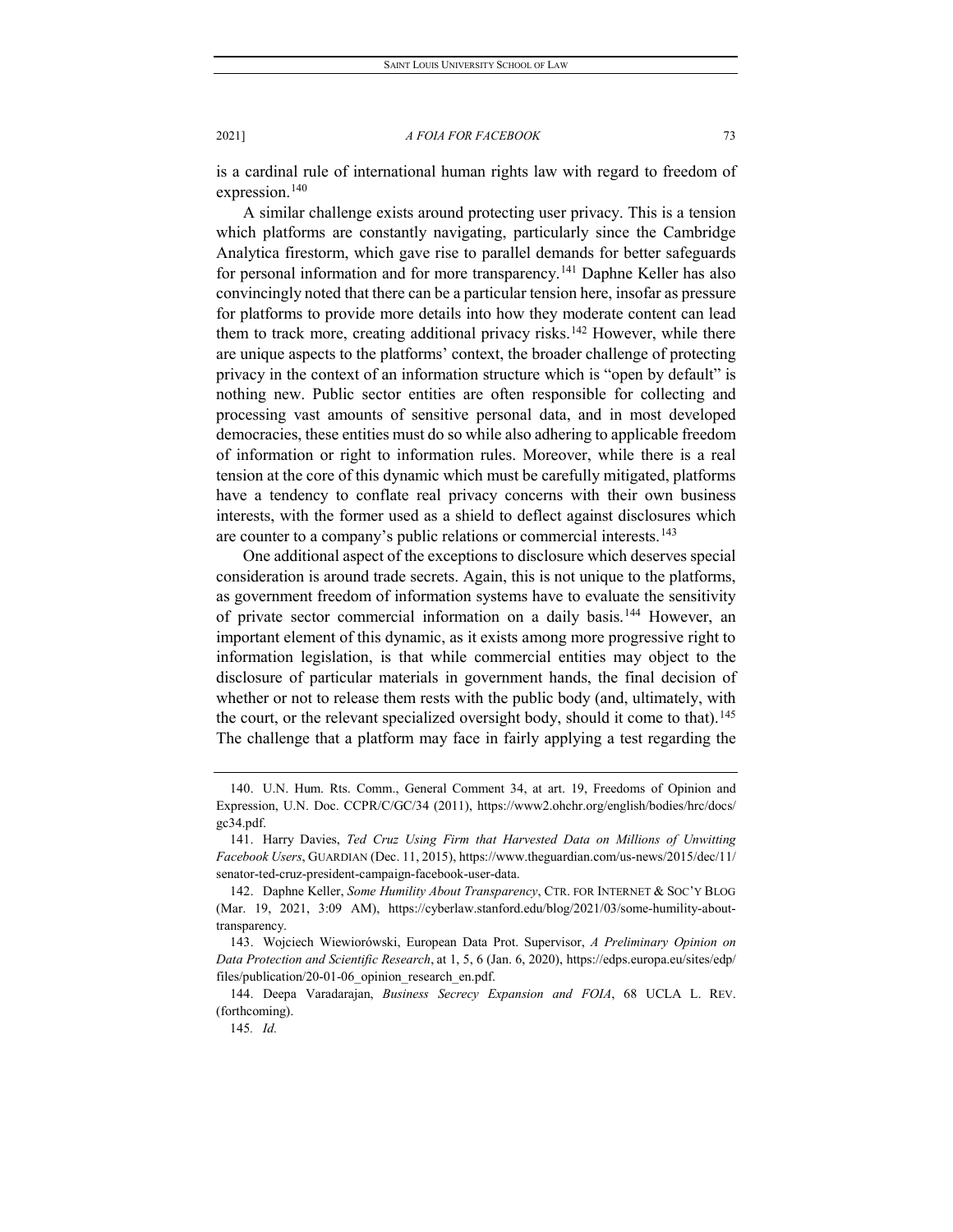is a cardinal rule of international human rights law with regard to freedom of expression.[140]

A similar challenge exists around protecting user privacy. This is a tension which platforms are constantly navigating, particularly since the Cambridge Analytica firestorm, which gave rise to parallel demands for better safeguards for personal information and for more transparency.[141] Daphne Keller has also convincingly noted that there can be a particular tension here, insofar as pressure for platforms to provide more details into how they moderate content can lead them to track more, creating additional privacy risks.[142] However, while there are unique aspects to the platforms' context, the broader challenge of protecting privacy in the context of an information structure which is "open by default" is nothing new. Public sector entities are often responsible for collecting and processing vast amounts of sensitive personal data, and in most developed democracies, these entities must do so while also adhering to applicable freedom of information or right to information rules. Moreover, while there is a real tension at the core of this dynamic which must be carefully mitigated, platforms have a tendency to conflate real privacy concerns with their own business interests, with the former used as a shield to deflect against disclosures which are counter to a company's public relations or commercial interests.[143]

One additional aspect of the exceptions to disclosure which deserves special consideration is around trade secrets. Again, this is not unique to the platforms, as government freedom of information systems have to evaluate the sensitivity of private sector commercial information on a daily basis.[144] However, an important element of this dynamic, as it exists among more progressive right to information legislation, is that while commercial entities may object to the disclosure of particular materials in government hands, the final decision of whether or not to release them rests with the public body (and, ultimately, with the court, or the relevant specialized oversight body, should it come to that).[145] The challenge that a platform may face in fairly applying a test regarding the

---

140. U.N. Hum. Rts. Comm., General Comment 34, at art. 19, Freedoms of Opinion and Expression, U.N. Doc. CCPR/C/GC/34 (2011), https://www2.ohchr.org/english/bodies/hrc/docs/gc34.pdf.

141. Harry Davies, *Ted Cruz Using Firm that Harvested Data on Millions of Unwitting Facebook Users*, GUARDIAN (Dec. 11, 2015), https://www.theguardian.com/us-news/2015/dec/11/senator-ted-cruz-president-campaign-facebook-user-data.

142. Daphne Keller, *Some Humility About Transparency*, CTR. FOR INTERNET & SOC'Y BLOG (Mar. 19, 2021, 3:09 AM), https://cyberlaw.stanford.edu/blog/2021/03/some-humility-about-transparency.

143. Wojciech Wiewiórowski, European Data Prot. Supervisor, *A Preliminary Opinion on Data Protection and Scientific Research*, at 1, 5, 6 (Jan. 6, 2020), https://edps.europa.eu/sites/edp/files/publication/20-01-06_opinion_research_en.pdf.

144. Deepa Varadarajan, *Business Secrecy Expansion and FOIA*, 68 UCLA L. REV. (forthcoming).

145. *Id.*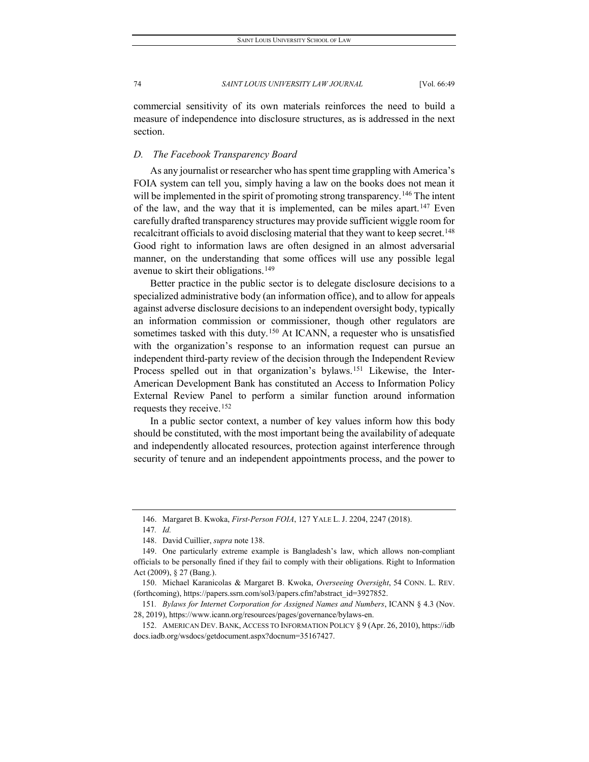commercial sensitivity of its own materials reinforces the need to build a measure of independence into disclosure structures, as is addressed in the next section.

### *D. The Facebook Transparency Board*

As any journalist or researcher who has spent time grappling with America's FOIA system can tell you, simply having a law on the books does not mean it will be implemented in the spirit of promoting strong transparency.[146] The intent of the law, and the way that it is implemented, can be miles apart.[147] Even carefully drafted transparency structures may provide sufficient wiggle room for recalcitrant officials to avoid disclosing material that they want to keep secret.[148] Good right to information laws are often designed in an almost adversarial manner, on the understanding that some offices will use any possible legal avenue to skirt their obligations.[149]

Better practice in the public sector is to delegate disclosure decisions to a specialized administrative body (an information office), and to allow for appeals against adverse disclosure decisions to an independent oversight body, typically an information commission or commissioner, though other regulators are sometimes tasked with this duty.[150] At ICANN, a requester who is unsatisfied with the organization's response to an information request can pursue an independent third-party review of the decision through the Independent Review Process spelled out in that organization's bylaws.[151] Likewise, the Inter-American Development Bank has constituted an Access to Information Policy External Review Panel to perform a similar function around information requests they receive.[152]

In a public sector context, a number of key values inform how this body should be constituted, with the most important being the availability of adequate and independently allocated resources, protection against interference through security of tenure and an independent appointments process, and the power to

---

146. Margaret B. Kwoka, *First-Person FOIA*, 127 YALE L. J. 2204, 2247 (2018).

147. *Id.*

148. David Cuillier, *supra* note 138.

149. One particularly extreme example is Bangladesh's law, which allows non-compliant officials to be personally fined if they fail to comply with their obligations. Right to Information Act (2009), § 27 (Bang.).

150. Michael Karanicolas & Margaret B. Kwoka, *Overseeing Oversight*, 54 CONN. L. REV. (forthcoming), https://papers.ssrn.com/sol3/papers.cfm?abstract_id=3927852.

151. *Bylaws for Internet Corporation for Assigned Names and Numbers*, ICANN § 4.3 (Nov. 28, 2019), https://www.icann.org/resources/pages/governance/bylaws-en.

152. AMERICAN DEV. BANK, ACCESS TO INFORMATION POLICY § 9 (Apr. 26, 2010), https://idbdocs.iadb.org/wsdocs/getdocument.aspx?docnum=35167427.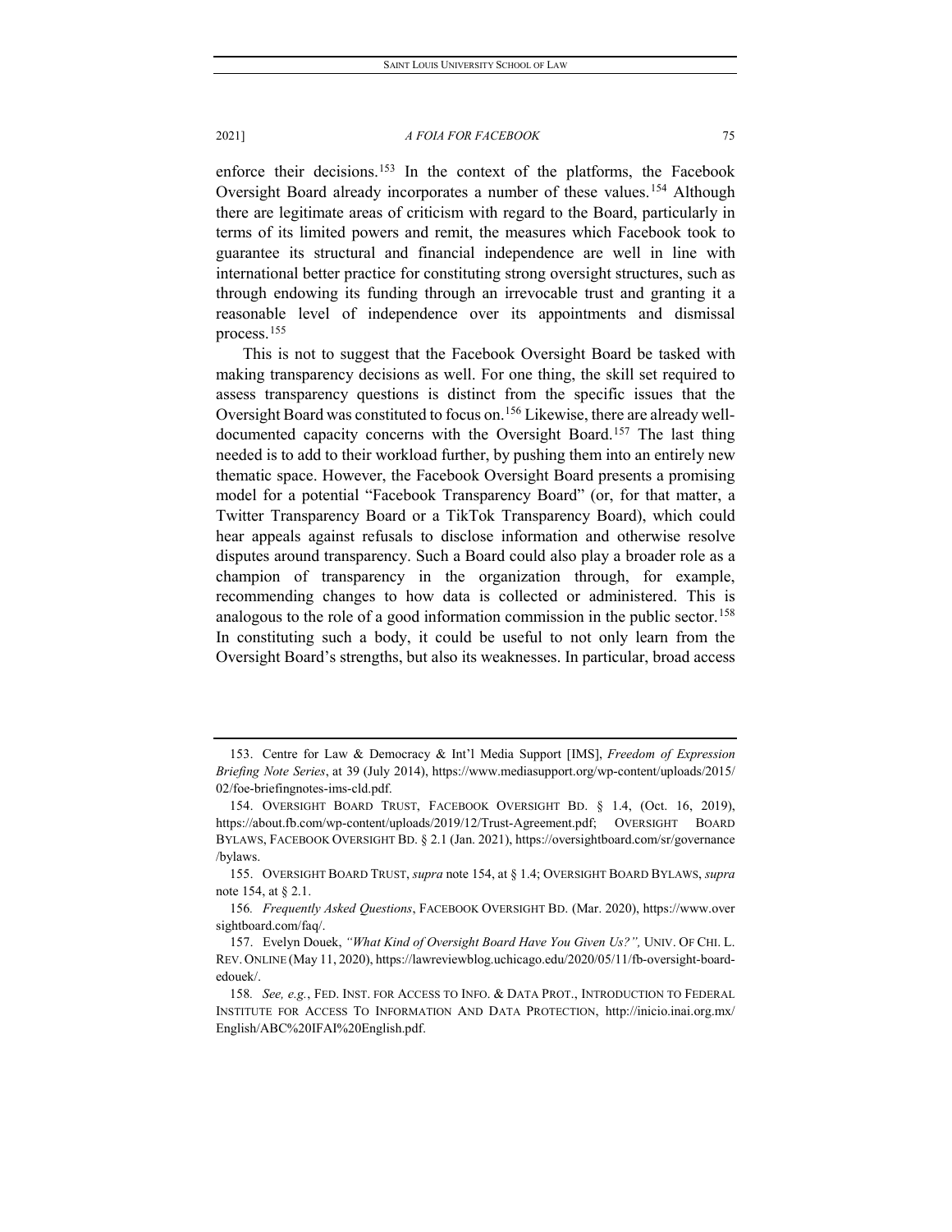enforce their decisions.[153] In the context of the platforms, the Facebook Oversight Board already incorporates a number of these values.[154] Although there are legitimate areas of criticism with regard to the Board, particularly in terms of its limited powers and remit, the measures which Facebook took to guarantee its structural and financial independence are well in line with international better practice for constituting strong oversight structures, such as through endowing its funding through an irrevocable trust and granting it a reasonable level of independence over its appointments and dismissal process.[155]

This is not to suggest that the Facebook Oversight Board be tasked with making transparency decisions as well. For one thing, the skill set required to assess transparency questions is distinct from the specific issues that the Oversight Board was constituted to focus on.[156] Likewise, there are already well-documented capacity concerns with the Oversight Board.[157] The last thing needed is to add to their workload further, by pushing them into an entirely new thematic space. However, the Facebook Oversight Board presents a promising model for a potential "Facebook Transparency Board" (or, for that matter, a Twitter Transparency Board or a TikTok Transparency Board), which could hear appeals against refusals to disclose information and otherwise resolve disputes around transparency. Such a Board could also play a broader role as a champion of transparency in the organization through, for example, recommending changes to how data is collected or administered. This is analogous to the role of a good information commission in the public sector.[158] In constituting such a body, it could be useful to not only learn from the Oversight Board's strengths, but also its weaknesses. In particular, broad access

---

153. Centre for Law & Democracy & Int'l Media Support [IMS], *Freedom of Expression Briefing Note Series*, at 39 (July 2014), https://www.mediasupport.org/wp-content/uploads/2015/02/foe-briefingnotes-ims-cld.pdf.

154. OVERSIGHT BOARD TRUST, FACEBOOK OVERSIGHT BD. § 1.4, (Oct. 16, 2019), https://about.fb.com/wp-content/uploads/2019/12/Trust-Agreement.pdf; OVERSIGHT BOARD BYLAWS, FACEBOOK OVERSIGHT BD. § 2.1 (Jan. 2021), https://oversightboard.com/sr/governance/bylaws.

155. OVERSIGHT BOARD TRUST, *supra* note 154, at § 1.4; OVERSIGHT BOARD BYLAWS, *supra* note 154, at § 2.1.

156. *Frequently Asked Questions*, FACEBOOK OVERSIGHT BD. (Mar. 2020), https://www.oversightboard.com/faq/.

157. Evelyn Douek, *"What Kind of Oversight Board Have You Given Us?"*, UNIV. OF CHI. L. REV. ONLINE (May 11, 2020), https://lawreviewblog.uchicago.edu/2020/05/11/fb-oversight-board-edouek/.

158. *See, e.g.*, FED. INST. FOR ACCESS TO INFO. & DATA PROT., INTRODUCTION TO FEDERAL INSTITUTE FOR ACCESS TO INFORMATION AND DATA PROTECTION, http://inicio.inai.org.mx/English/ABC%20IFAI%20English.pdf.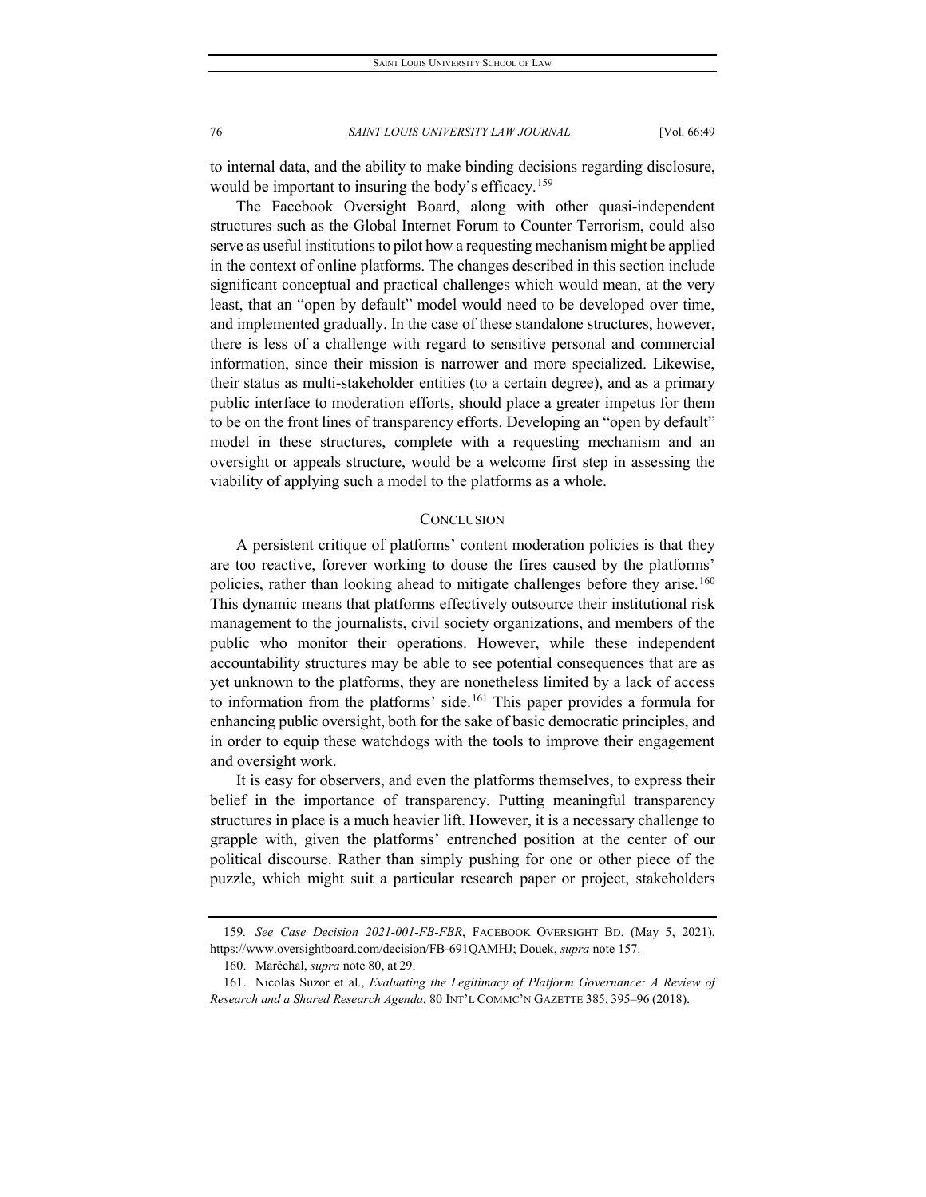to internal data, and the ability to make binding decisions regarding disclosure, would be important to insuring the body's efficacy.[159]

The Facebook Oversight Board, along with other quasi-independent structures such as the Global Internet Forum to Counter Terrorism, could also serve as useful institutions to pilot how a requesting mechanism might be applied in the context of online platforms. The changes described in this section include significant conceptual and practical challenges which would mean, at the very least, that an "open by default" model would need to be developed over time, and implemented gradually. In the case of these standalone structures, however, there is less of a challenge with regard to sensitive personal and commercial information, since their mission is narrower and more specialized. Likewise, their status as multi-stakeholder entities (to a certain degree), and as a primary public interface to moderation efforts, should place a greater impetus for them to be on the front lines of transparency efforts. Developing an "open by default" model in these structures, complete with a requesting mechanism and an oversight or appeals structure, would be a welcome first step in assessing the viability of applying such a model to the platforms as a whole.

## CONCLUSION

A persistent critique of platforms' content moderation policies is that they are too reactive, forever working to douse the fires caused by the platforms' policies, rather than looking ahead to mitigate challenges before they arise.[160] This dynamic means that platforms effectively outsource their institutional risk management to the journalists, civil society organizations, and members of the public who monitor their operations. However, while these independent accountability structures may be able to see potential consequences that are as yet unknown to the platforms, they are nonetheless limited by a lack of access to information from the platforms' side.[161] This paper provides a formula for enhancing public oversight, both for the sake of basic democratic principles, and in order to equip these watchdogs with the tools to improve their engagement and oversight work.

It is easy for observers, and even the platforms themselves, to express their belief in the importance of transparency. Putting meaningful transparency structures in place is a much heavier lift. However, it is a necessary challenge to grapple with, given the platforms' entrenched position at the center of our political discourse. Rather than simply pushing for one or other piece of the puzzle, which might suit a particular research paper or project, stakeholders

---

159. *See Case Decision 2021-001-FB-FBR*, FACEBOOK OVERSIGHT BD. (May 5, 2021), https://www.oversightboard.com/decision/FB-691QAMHJ; Douek, *supra* note 157.

160. Maréchal, *supra* note 80, at 29.

161. Nicolas Suzor et al., *Evaluating the Legitimacy of Platform Governance: A Review of Research and a Shared Research Agenda*, 80 INT'L COMMC'N GAZETTE 385, 395–96 (2018).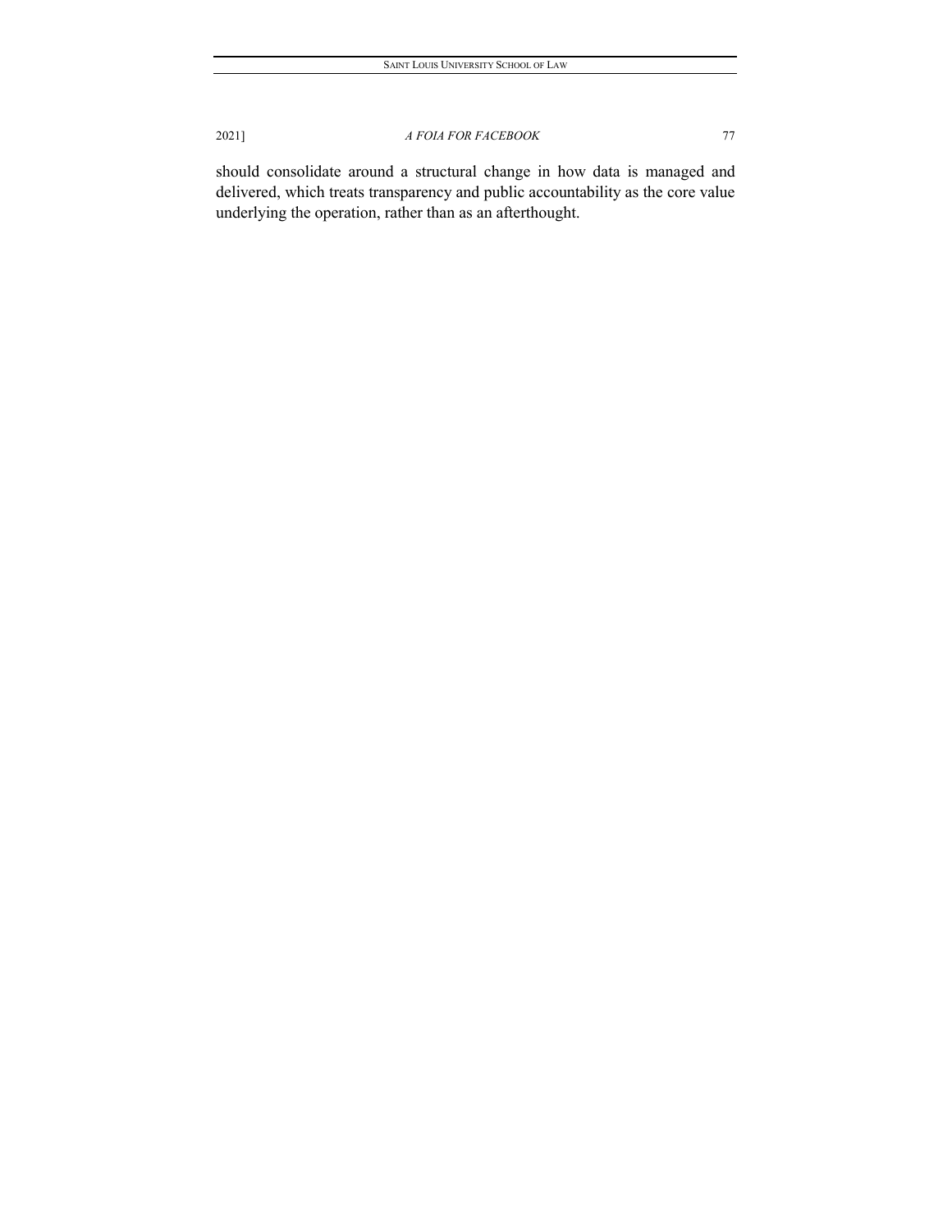should consolidate around a structural change in how data is managed and delivered, which treats transparency and public accountability as the core value underlying the operation, rather than as an afterthought.